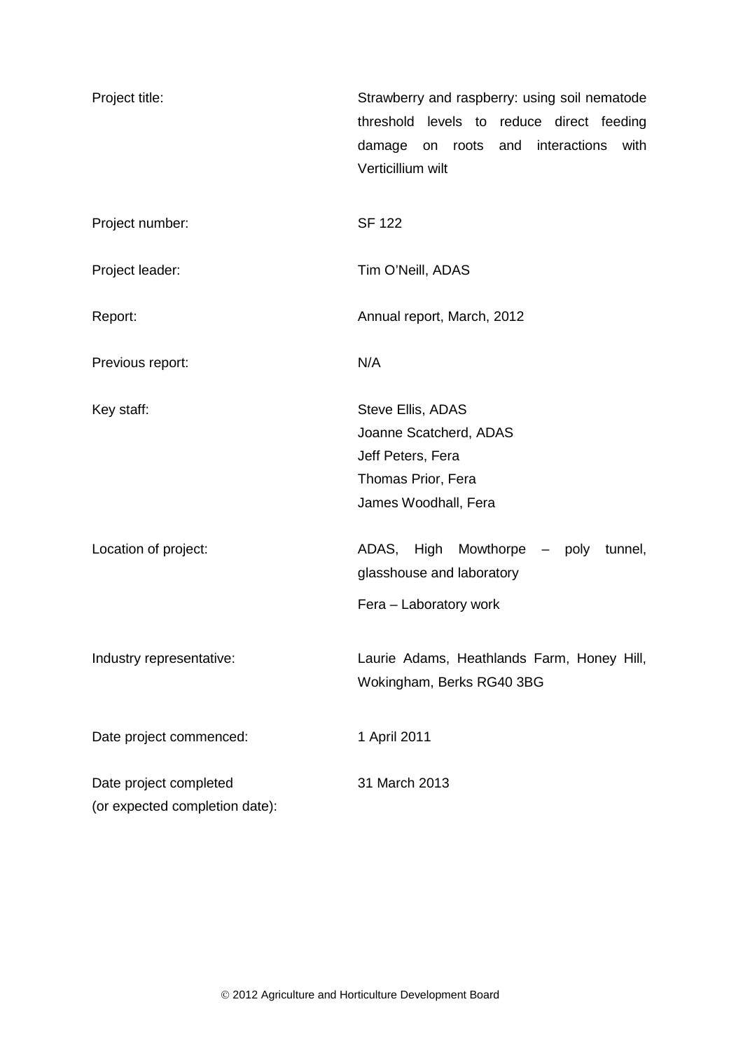| | |
|---|---|
| Project title: | Strawberry and raspberry: using soil nematode threshold levels to reduce direct feeding damage on roots and interactions with Verticillium wilt |
| Project number: | SF 122 |
| Project leader: | Tim O'Neill, ADAS |
| Report: | Annual report, March, 2012 |
| Previous report: | N/A |
| Key staff: | Steve Ellis, ADAS<br>Joanne Scatcherd, ADAS<br>Jeff Peters, Fera<br>Thomas Prior, Fera<br>James Woodhall, Fera |
| Location of project: | ADAS, High Mowthorpe – poly tunnel, glasshouse and laboratory<br>Fera – Laboratory work |
| Industry representative: | Laurie Adams, Heathlands Farm, Honey Hill, Wokingham, Berks RG40 3BG |
| Date project commenced: | 1 April 2011 |
| Date project completed (or expected completion date): | 31 March 2013 |

© 2012 Agriculture and Horticulture Development Board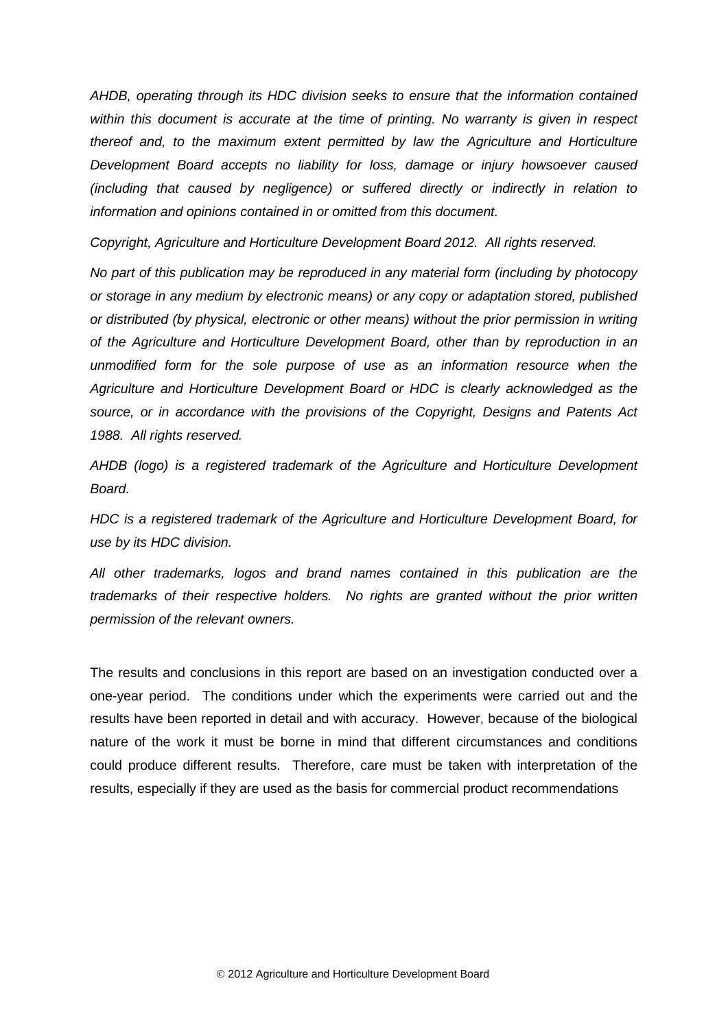*AHDB, operating through its HDC division seeks to ensure that the information contained within this document is accurate at the time of printing. No warranty is given in respect thereof and, to the maximum extent permitted by law the Agriculture and Horticulture Development Board accepts no liability for loss, damage or injury howsoever caused (including that caused by negligence) or suffered directly or indirectly in relation to information and opinions contained in or omitted from this document.*

*Copyright, Agriculture and Horticulture Development Board 2012. All rights reserved.*

*No part of this publication may be reproduced in any material form (including by photocopy or storage in any medium by electronic means) or any copy or adaptation stored, published or distributed (by physical, electronic or other means) without the prior permission in writing of the Agriculture and Horticulture Development Board, other than by reproduction in an unmodified form for the sole purpose of use as an information resource when the Agriculture and Horticulture Development Board or HDC is clearly acknowledged as the source, or in accordance with the provisions of the Copyright, Designs and Patents Act 1988. All rights reserved.*

*AHDB (logo) is a registered trademark of the Agriculture and Horticulture Development Board.*

*HDC is a registered trademark of the Agriculture and Horticulture Development Board, for use by its HDC division.*

*All other trademarks, logos and brand names contained in this publication are the trademarks of their respective holders. No rights are granted without the prior written permission of the relevant owners.*

The results and conclusions in this report are based on an investigation conducted over a one-year period. The conditions under which the experiments were carried out and the results have been reported in detail and with accuracy. However, because of the biological nature of the work it must be borne in mind that different circumstances and conditions could produce different results. Therefore, care must be taken with interpretation of the results, especially if they are used as the basis for commercial product recommendations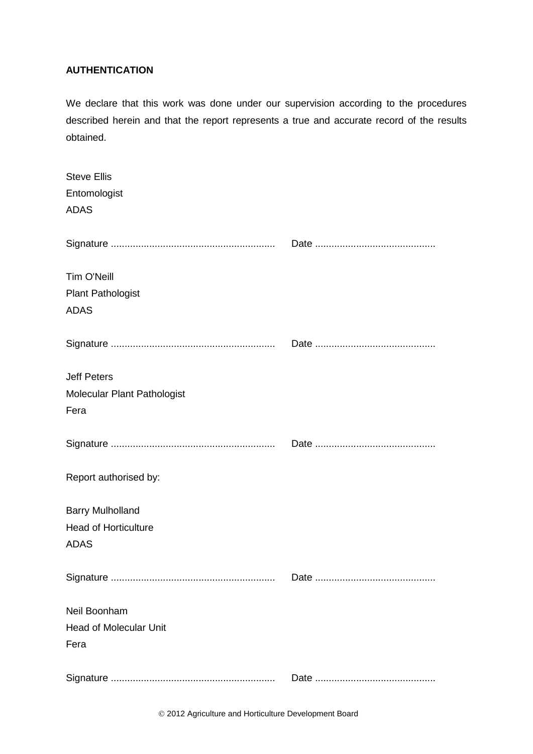**AUTHENTICATION**

We declare that this work was done under our supervision according to the procedures described herein and that the report represents a true and accurate record of the results obtained.

Steve Ellis
Entomologist
ADAS

Signature ............................................................ Date ............................................

Tim O'Neill
Plant Pathologist
ADAS

Signature ............................................................ Date ............................................

Jeff Peters
Molecular Plant Pathologist
Fera

Signature ............................................................ Date ............................................

Report authorised by:

Barry Mulholland
Head of Horticulture
ADAS

Signature ............................................................ Date ............................................

Neil Boonham
Head of Molecular Unit
Fera

Signature ............................................................ Date ............................................

© 2012 Agriculture and Horticulture Development Board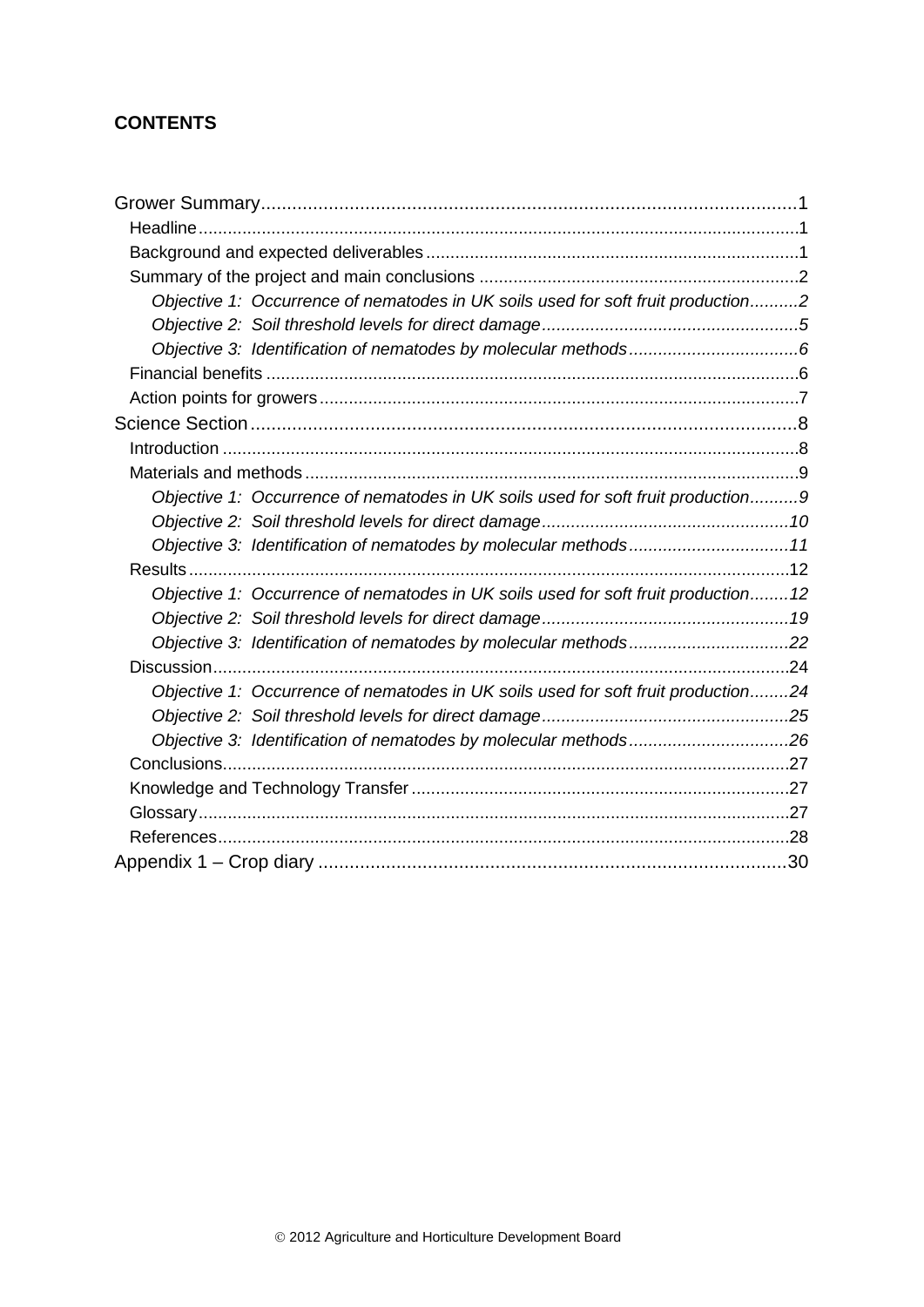**CONTENTS**

Grower Summary.......................................................................................................1

- Headline...........................................................................................................1
- Background and expected deliverables............................................................................1
- Summary of the project and main conclusions ...................................................................2
  - *Objective 1: Occurrence of nematodes in UK soils used for soft fruit production..........2*
  - *Objective 2: Soil threshold levels for direct damage.....................................................5*
  - *Objective 3: Identification of nematodes by molecular methods...................................6*
- Financial benefits ..............................................................................................................6
- Action points for growers...................................................................................................7

Science Section.........................................................................................................8

- Introduction .......................................................................................................................8
- Materials and methods......................................................................................................9
  - *Objective 1: Occurrence of nematodes in UK soils used for soft fruit production..........9*
  - *Objective 2: Soil threshold levels for direct damage...................................................10*
  - *Objective 3: Identification of nematodes by molecular methods.................................11*
- Results.............................................................................................................................12
  - *Objective 1: Occurrence of nematodes in UK soils used for soft fruit production........12*
  - *Objective 2: Soil threshold levels for direct damage...................................................19*
  - *Objective 3: Identification of nematodes by molecular methods.................................22*
- Discussion.......................................................................................................................24
  - *Objective 1: Occurrence of nematodes in UK soils used for soft fruit production........24*
  - *Objective 2: Soil threshold levels for direct damage...................................................25*
  - *Objective 3: Identification of nematodes by molecular methods.................................26*
- Conclusions.....................................................................................................................27
- Knowledge and Technology Transfer ..............................................................................27
- Glossary..........................................................................................................................27
- References......................................................................................................................28

Appendix 1 – Crop diary ..........................................................................................30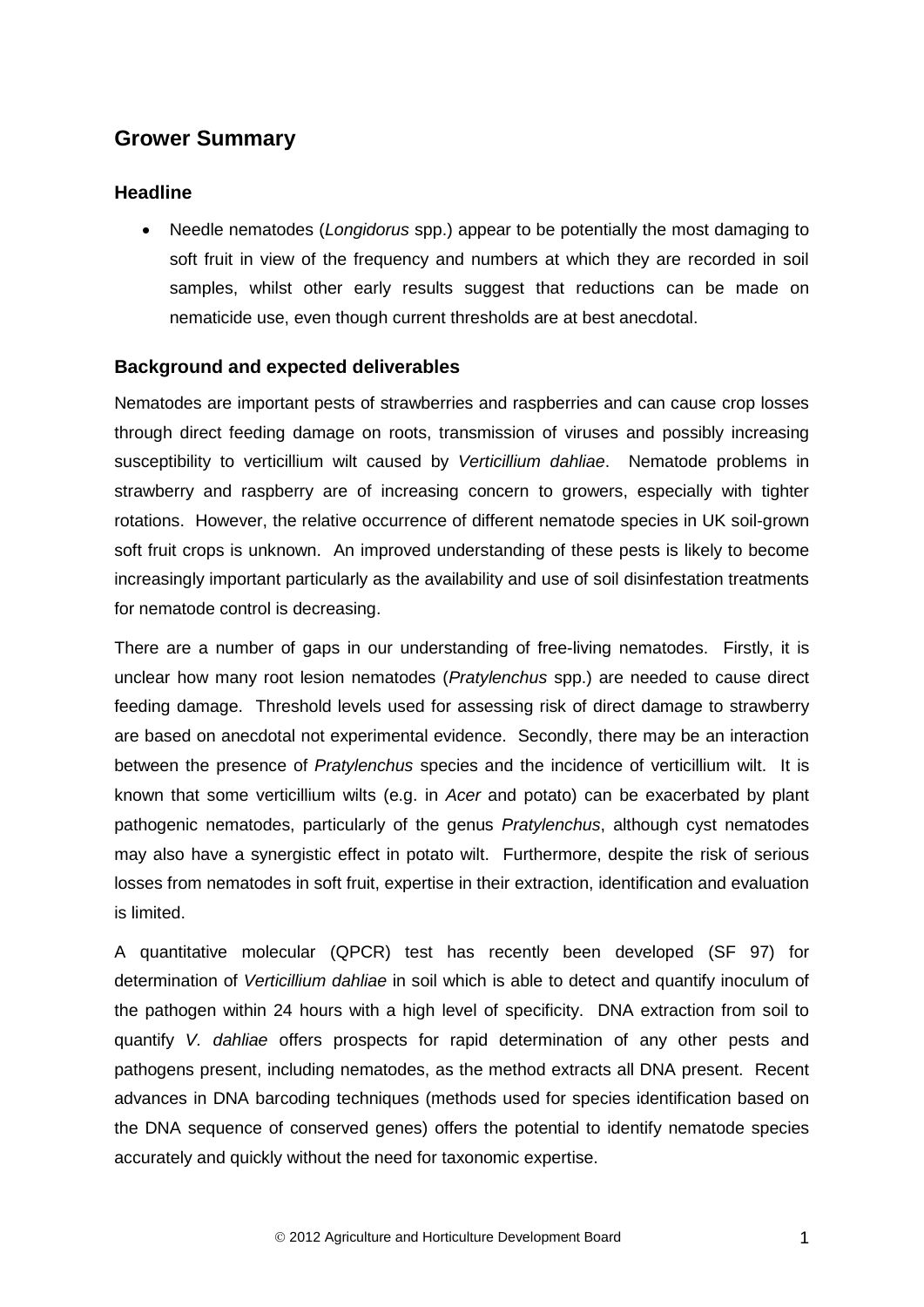## Grower Summary

### Headline

- Needle nematodes (*Longidorus* spp.) appear to be potentially the most damaging to soft fruit in view of the frequency and numbers at which they are recorded in soil samples, whilst other early results suggest that reductions can be made on nematicide use, even though current thresholds are at best anecdotal.

### Background and expected deliverables

Nematodes are important pests of strawberries and raspberries and can cause crop losses through direct feeding damage on roots, transmission of viruses and possibly increasing susceptibility to verticillium wilt caused by *Verticillium dahliae*. Nematode problems in strawberry and raspberry are of increasing concern to growers, especially with tighter rotations. However, the relative occurrence of different nematode species in UK soil-grown soft fruit crops is unknown. An improved understanding of these pests is likely to become increasingly important particularly as the availability and use of soil disinfestation treatments for nematode control is decreasing.

There are a number of gaps in our understanding of free-living nematodes. Firstly, it is unclear how many root lesion nematodes (*Pratylenchus* spp.) are needed to cause direct feeding damage. Threshold levels used for assessing risk of direct damage to strawberry are based on anecdotal not experimental evidence. Secondly, there may be an interaction between the presence of *Pratylenchus* species and the incidence of verticillium wilt. It is known that some verticillium wilts (e.g. in *Acer* and potato) can be exacerbated by plant pathogenic nematodes, particularly of the genus *Pratylenchus*, although cyst nematodes may also have a synergistic effect in potato wilt. Furthermore, despite the risk of serious losses from nematodes in soft fruit, expertise in their extraction, identification and evaluation is limited.

A quantitative molecular (QPCR) test has recently been developed (SF 97) for determination of *Verticillium dahliae* in soil which is able to detect and quantify inoculum of the pathogen within 24 hours with a high level of specificity. DNA extraction from soil to quantify *V. dahliae* offers prospects for rapid determination of any other pests and pathogens present, including nematodes, as the method extracts all DNA present. Recent advances in DNA barcoding techniques (methods used for species identification based on the DNA sequence of conserved genes) offers the potential to identify nematode species accurately and quickly without the need for taxonomic expertise.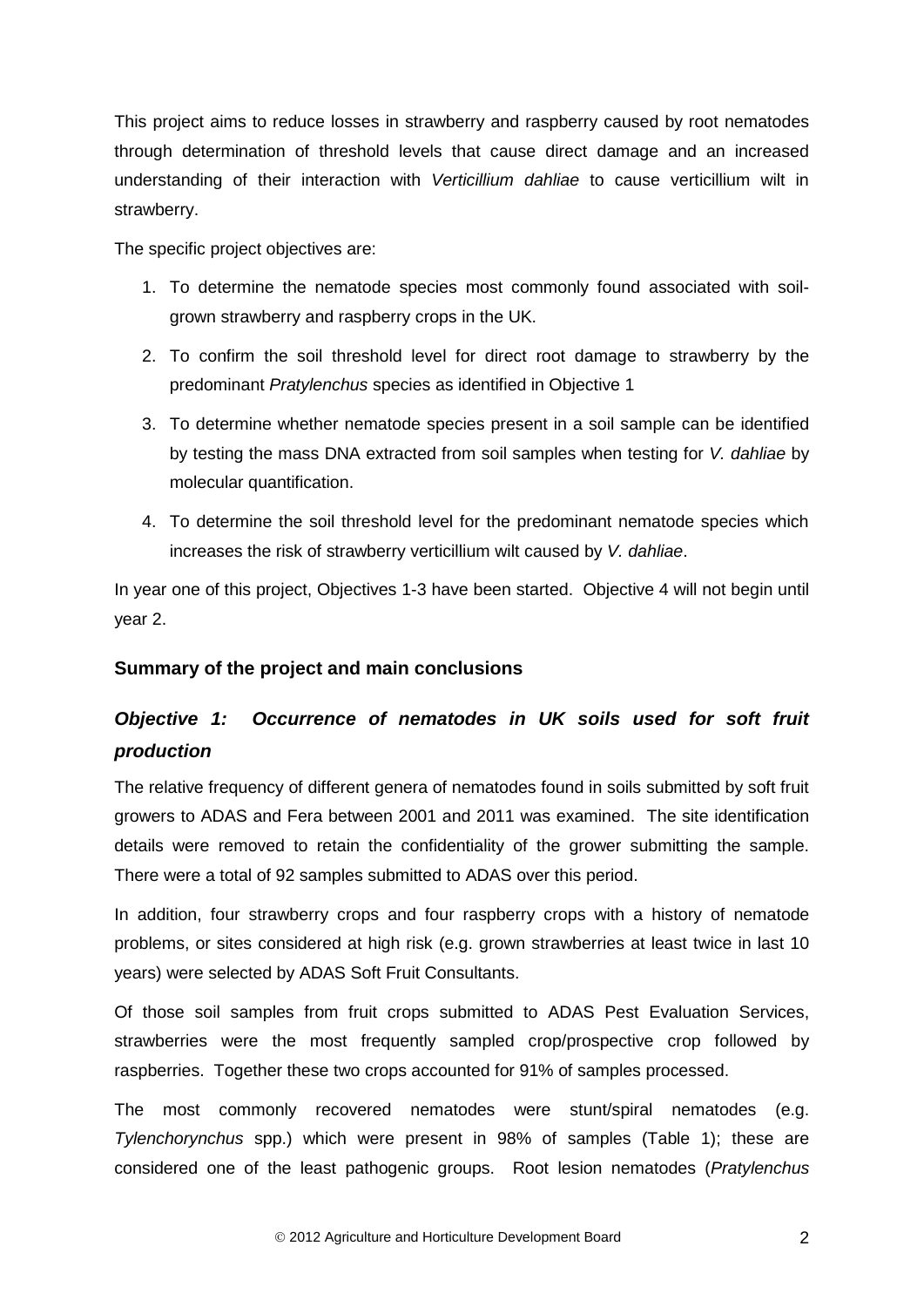This project aims to reduce losses in strawberry and raspberry caused by root nematodes through determination of threshold levels that cause direct damage and an increased understanding of their interaction with *Verticillium dahliae* to cause verticillium wilt in strawberry.

The specific project objectives are:

1. To determine the nematode species most commonly found associated with soil-grown strawberry and raspberry crops in the UK.
2. To confirm the soil threshold level for direct root damage to strawberry by the predominant *Pratylenchus* species as identified in Objective 1
3. To determine whether nematode species present in a soil sample can be identified by testing the mass DNA extracted from soil samples when testing for *V. dahliae* by molecular quantification.
4. To determine the soil threshold level for the predominant nematode species which increases the risk of strawberry verticillium wilt caused by *V. dahliae*.

In year one of this project, Objectives 1-3 have been started. Objective 4 will not begin until year 2.

### Summary of the project and main conclusions

#### *Objective 1: Occurrence of nematodes in UK soils used for soft fruit production*

The relative frequency of different genera of nematodes found in soils submitted by soft fruit growers to ADAS and Fera between 2001 and 2011 was examined. The site identification details were removed to retain the confidentiality of the grower submitting the sample. There were a total of 92 samples submitted to ADAS over this period.

In addition, four strawberry crops and four raspberry crops with a history of nematode problems, or sites considered at high risk (e.g. grown strawberries at least twice in last 10 years) were selected by ADAS Soft Fruit Consultants.

Of those soil samples from fruit crops submitted to ADAS Pest Evaluation Services, strawberries were the most frequently sampled crop/prospective crop followed by raspberries. Together these two crops accounted for 91% of samples processed.

The most commonly recovered nematodes were stunt/spiral nematodes (e.g. *Tylenchorynchus* spp.) which were present in 98% of samples (Table 1); these are considered one of the least pathogenic groups. Root lesion nematodes (*Pratylenchus*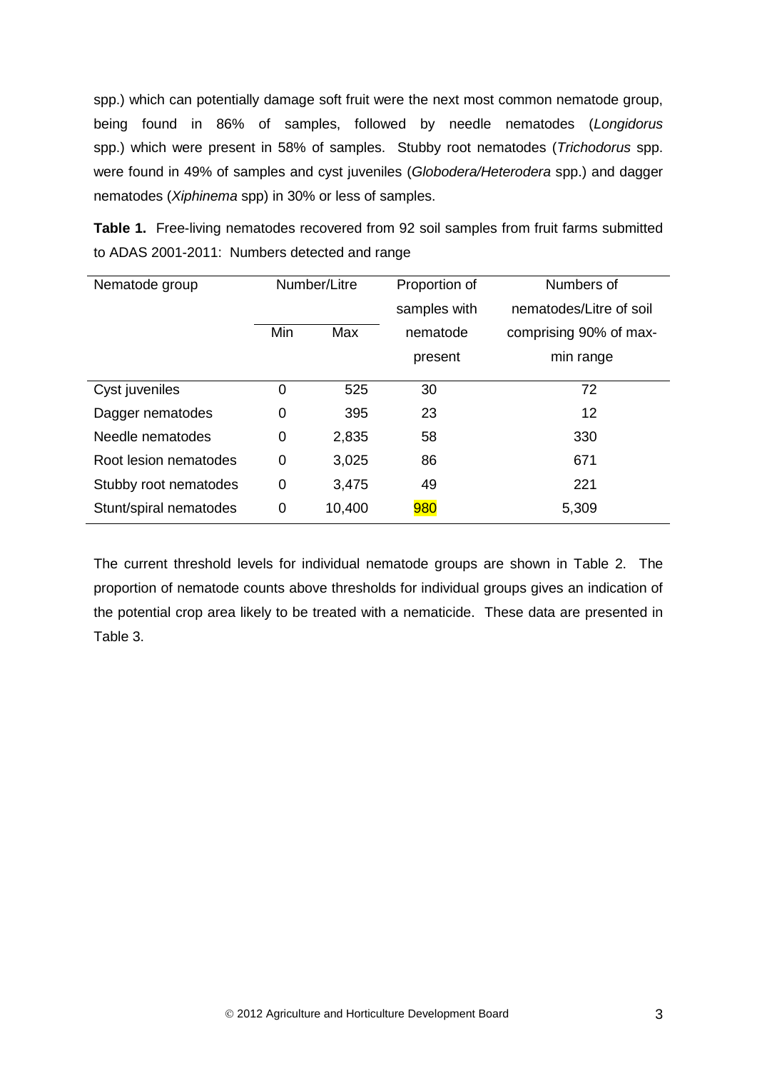spp.) which can potentially damage soft fruit were the next most common nematode group, being found in 86% of samples, followed by needle nematodes (*Longidorus* spp.) which were present in 58% of samples. Stubby root nematodes (*Trichodorus* spp. were found in 49% of samples and cyst juveniles (*Globodera/Heterodera* spp.) and dagger nematodes (*Xiphinema* spp) in 30% or less of samples.

**Table 1.** Free-living nematodes recovered from 92 soil samples from fruit farms submitted to ADAS 2001-2011: Numbers detected and range

| Nematode group | Number/Litre | | Proportion of samples with nematode present | Numbers of nematodes/Litre of soil comprising 90% of max-min range |
|---|---|---|---|---|
| | Min | Max | | |
| Cyst juveniles | 0 | 525 | 30 | 72 |
| Dagger nematodes | 0 | 395 | 23 | 12 |
| Needle nematodes | 0 | 2,835 | 58 | 330 |
| Root lesion nematodes | 0 | 3,025 | 86 | 671 |
| Stubby root nematodes | 0 | 3,475 | 49 | 221 |
| Stunt/spiral nematodes | 0 | 10,400 | 980 | 5,309 |

The current threshold levels for individual nematode groups are shown in Table 2. The proportion of nematode counts above thresholds for individual groups gives an indication of the potential crop area likely to be treated with a nematicide. These data are presented in Table 3.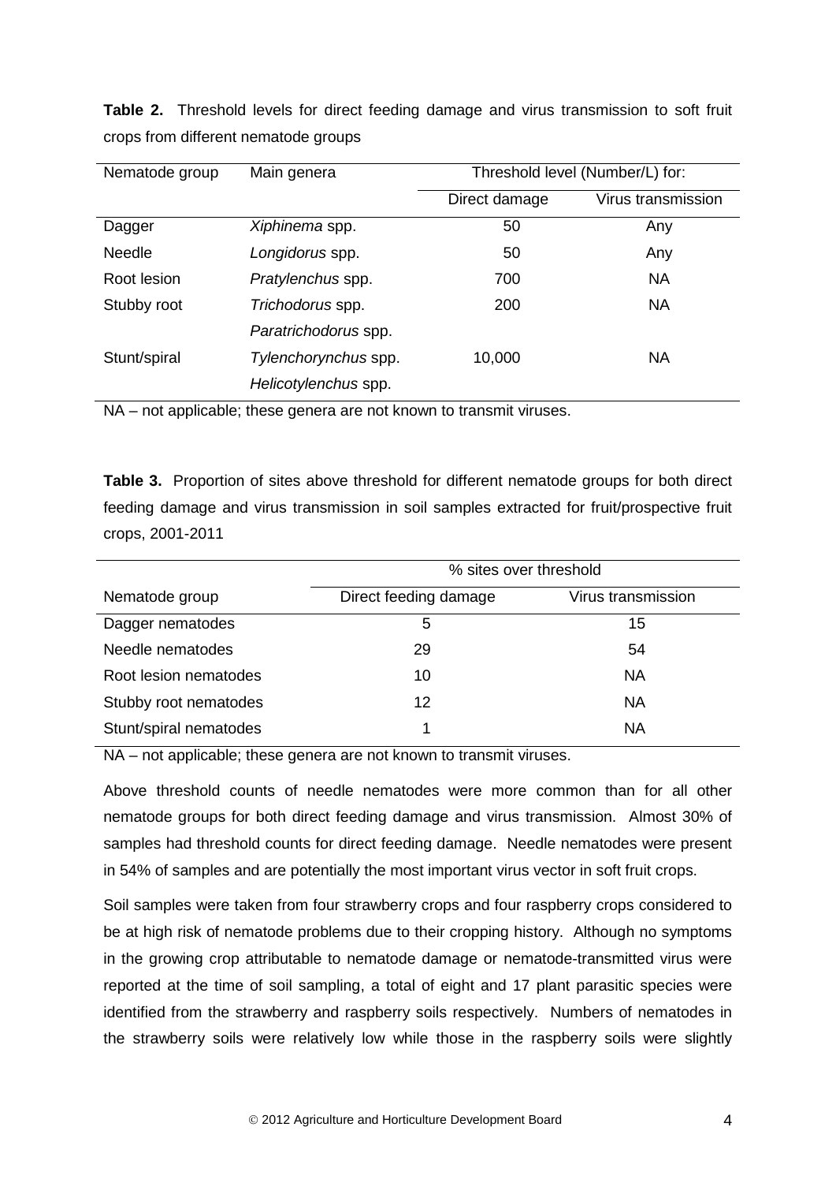**Table 2.** Threshold levels for direct feeding damage and virus transmission to soft fruit crops from different nematode groups

| Nematode group | Main genera | Threshold level (Number/L) for: | |
|---|---|---|---|
| | | Direct damage | Virus transmission |
| Dagger | *Xiphinema* spp. | 50 | Any |
| Needle | *Longidorus* spp. | 50 | Any |
| Root lesion | *Pratylenchus* spp. | 700 | NA |
| Stubby root | *Trichodorus* spp.<br>*Paratrichodorus* spp. | 200 | NA |
| Stunt/spiral | *Tylenchorynchus* spp.<br>*Helicotylenchus* spp. | 10,000 | NA |

NA – not applicable; these genera are not known to transmit viruses.

**Table 3.** Proportion of sites above threshold for different nematode groups for both direct feeding damage and virus transmission in soil samples extracted for fruit/prospective fruit crops, 2001-2011

| | % sites over threshold | |
|---|---|---|
| Nematode group | Direct feeding damage | Virus transmission |
| Dagger nematodes | 5 | 15 |
| Needle nematodes | 29 | 54 |
| Root lesion nematodes | 10 | NA |
| Stubby root nematodes | 12 | NA |
| Stunt/spiral nematodes | 1 | NA |

NA – not applicable; these genera are not known to transmit viruses.

Above threshold counts of needle nematodes were more common than for all other nematode groups for both direct feeding damage and virus transmission. Almost 30% of samples had threshold counts for direct feeding damage. Needle nematodes were present in 54% of samples and are potentially the most important virus vector in soft fruit crops.

Soil samples were taken from four strawberry crops and four raspberry crops considered to be at high risk of nematode problems due to their cropping history. Although no symptoms in the growing crop attributable to nematode damage or nematode-transmitted virus were reported at the time of soil sampling, a total of eight and 17 plant parasitic species were identified from the strawberry and raspberry soils respectively. Numbers of nematodes in the strawberry soils were relatively low while those in the raspberry soils were slightly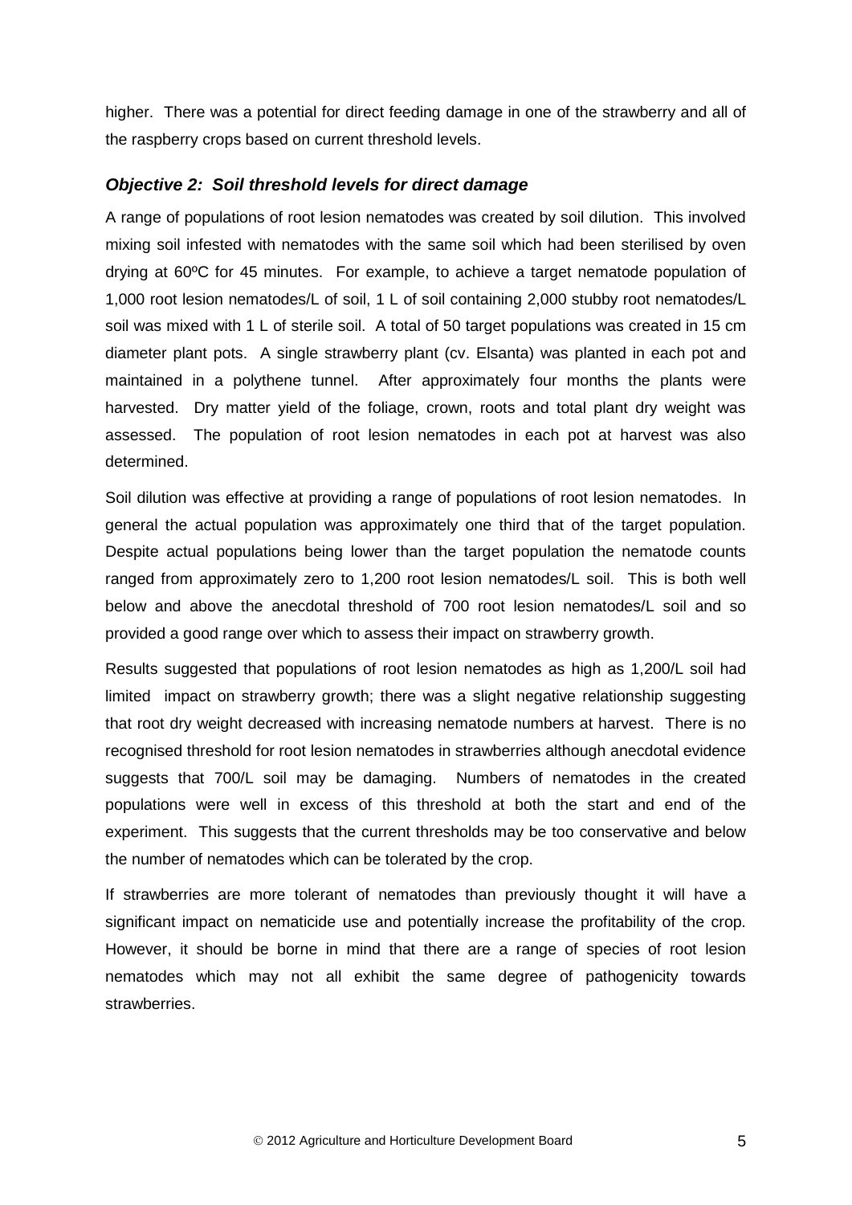higher. There was a potential for direct feeding damage in one of the strawberry and all of the raspberry crops based on current threshold levels.

### *Objective 2: Soil threshold levels for direct damage*

A range of populations of root lesion nematodes was created by soil dilution. This involved mixing soil infested with nematodes with the same soil which had been sterilised by oven drying at 60ºC for 45 minutes. For example, to achieve a target nematode population of 1,000 root lesion nematodes/L of soil, 1 L of soil containing 2,000 stubby root nematodes/L soil was mixed with 1 L of sterile soil. A total of 50 target populations was created in 15 cm diameter plant pots. A single strawberry plant (cv. Elsanta) was planted in each pot and maintained in a polythene tunnel. After approximately four months the plants were harvested. Dry matter yield of the foliage, crown, roots and total plant dry weight was assessed. The population of root lesion nematodes in each pot at harvest was also determined.

Soil dilution was effective at providing a range of populations of root lesion nematodes. In general the actual population was approximately one third that of the target population. Despite actual populations being lower than the target population the nematode counts ranged from approximately zero to 1,200 root lesion nematodes/L soil. This is both well below and above the anecdotal threshold of 700 root lesion nematodes/L soil and so provided a good range over which to assess their impact on strawberry growth.

Results suggested that populations of root lesion nematodes as high as 1,200/L soil had limited impact on strawberry growth; there was a slight negative relationship suggesting that root dry weight decreased with increasing nematode numbers at harvest. There is no recognised threshold for root lesion nematodes in strawberries although anecdotal evidence suggests that 700/L soil may be damaging. Numbers of nematodes in the created populations were well in excess of this threshold at both the start and end of the experiment. This suggests that the current thresholds may be too conservative and below the number of nematodes which can be tolerated by the crop.

If strawberries are more tolerant of nematodes than previously thought it will have a significant impact on nematicide use and potentially increase the profitability of the crop. However, it should be borne in mind that there are a range of species of root lesion nematodes which may not all exhibit the same degree of pathogenicity towards strawberries.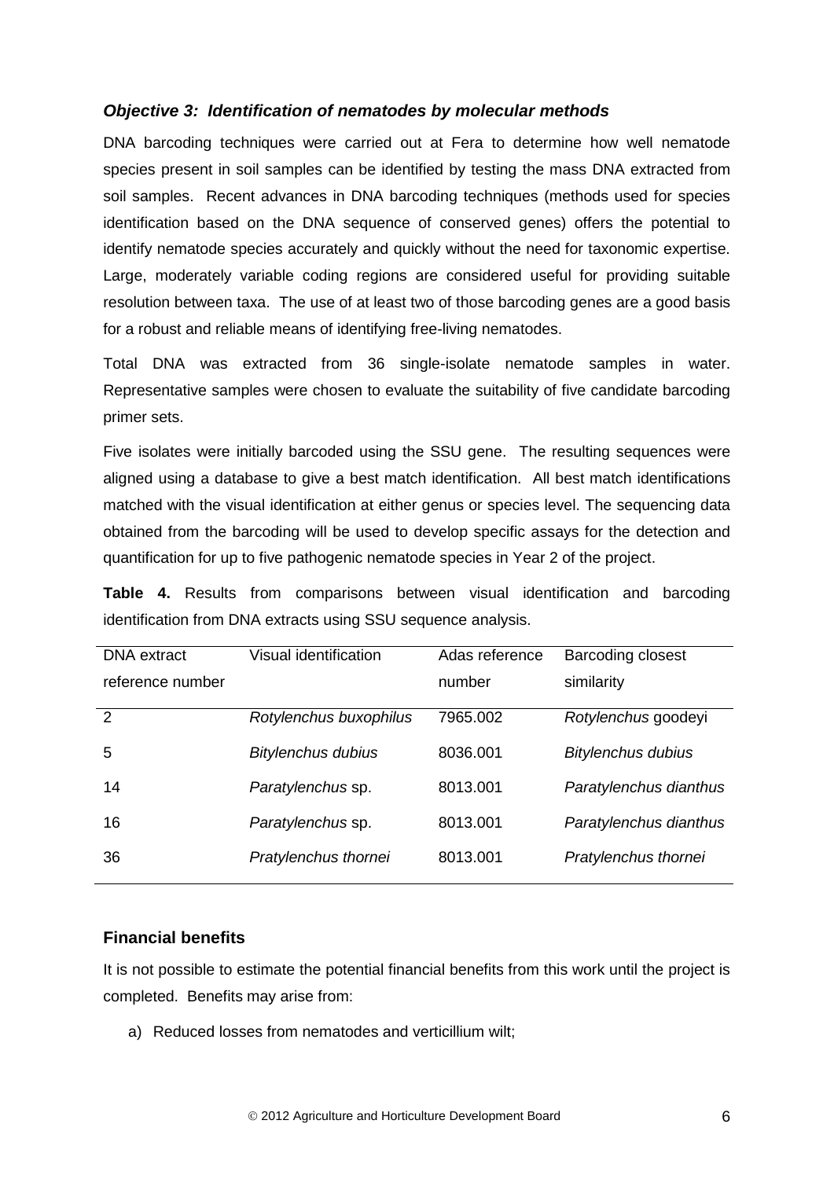### *Objective 3: Identification of nematodes by molecular methods*

DNA barcoding techniques were carried out at Fera to determine how well nematode species present in soil samples can be identified by testing the mass DNA extracted from soil samples. Recent advances in DNA barcoding techniques (methods used for species identification based on the DNA sequence of conserved genes) offers the potential to identify nematode species accurately and quickly without the need for taxonomic expertise. Large, moderately variable coding regions are considered useful for providing suitable resolution between taxa. The use of at least two of those barcoding genes are a good basis for a robust and reliable means of identifying free-living nematodes.

Total DNA was extracted from 36 single-isolate nematode samples in water. Representative samples were chosen to evaluate the suitability of five candidate barcoding primer sets.

Five isolates were initially barcoded using the SSU gene. The resulting sequences were aligned using a database to give a best match identification. All best match identifications matched with the visual identification at either genus or species level. The sequencing data obtained from the barcoding will be used to develop specific assays for the detection and quantification for up to five pathogenic nematode species in Year 2 of the project.

**Table 4.** Results from comparisons between visual identification and barcoding identification from DNA extracts using SSU sequence analysis.

| DNA extract reference number | Visual identification | Adas reference number | Barcoding closest similarity |
|---|---|---|---|
| 2 | *Rotylenchus buxophilus* | 7965.002 | *Rotylenchus* goodeyi |
| 5 | *Bitylenchus dubius* | 8036.001 | *Bitylenchus dubius* |
| 14 | *Paratylenchus* sp. | 8013.001 | *Paratylenchus dianthus* |
| 16 | *Paratylenchus* sp. | 8013.001 | *Paratylenchus dianthus* |
| 36 | *Pratylenchus thornei* | 8013.001 | *Pratylenchus thornei* |

### Financial benefits

It is not possible to estimate the potential financial benefits from this work until the project is completed. Benefits may arise from:

a) Reduced losses from nematodes and verticillium wilt;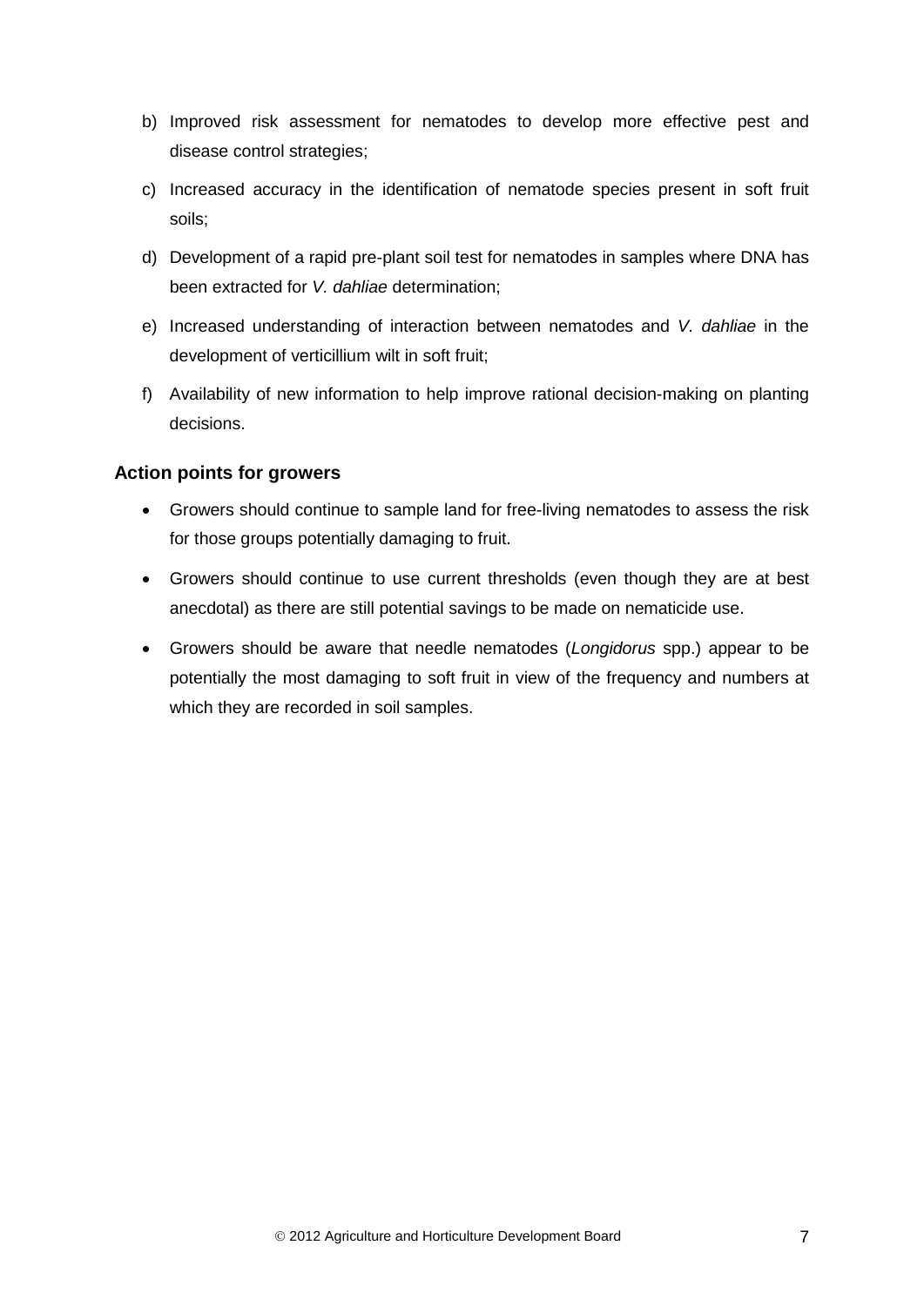b) Improved risk assessment for nematodes to develop more effective pest and disease control strategies;

c) Increased accuracy in the identification of nematode species present in soft fruit soils;

d) Development of a rapid pre-plant soil test for nematodes in samples where DNA has been extracted for *V. dahliae* determination;

e) Increased understanding of interaction between nematodes and *V. dahliae* in the development of verticillium wilt in soft fruit;

f) Availability of new information to help improve rational decision-making on planting decisions.

### Action points for growers

- Growers should continue to sample land for free-living nematodes to assess the risk for those groups potentially damaging to fruit.
- Growers should continue to use current thresholds (even though they are at best anecdotal) as there are still potential savings to be made on nematicide use.
- Growers should be aware that needle nematodes (*Longidorus* spp.) appear to be potentially the most damaging to soft fruit in view of the frequency and numbers at which they are recorded in soil samples.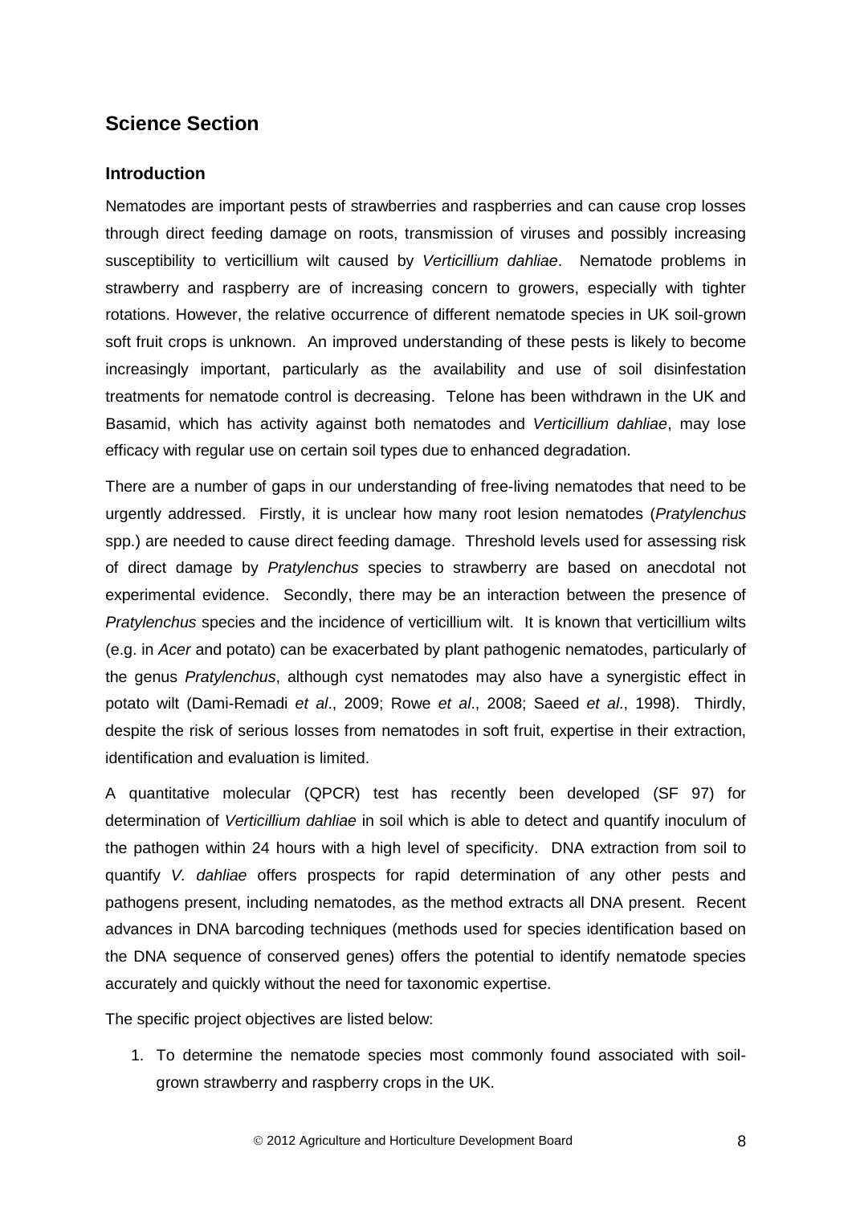# Science Section

## Introduction

Nematodes are important pests of strawberries and raspberries and can cause crop losses through direct feeding damage on roots, transmission of viruses and possibly increasing susceptibility to verticillium wilt caused by *Verticillium dahliae*. Nematode problems in strawberry and raspberry are of increasing concern to growers, especially with tighter rotations. However, the relative occurrence of different nematode species in UK soil-grown soft fruit crops is unknown. An improved understanding of these pests is likely to become increasingly important, particularly as the availability and use of soil disinfestation treatments for nematode control is decreasing. Telone has been withdrawn in the UK and Basamid, which has activity against both nematodes and *Verticillium dahliae*, may lose efficacy with regular use on certain soil types due to enhanced degradation.

There are a number of gaps in our understanding of free-living nematodes that need to be urgently addressed. Firstly, it is unclear how many root lesion nematodes (*Pratylenchus* spp.) are needed to cause direct feeding damage. Threshold levels used for assessing risk of direct damage by *Pratylenchus* species to strawberry are based on anecdotal not experimental evidence. Secondly, there may be an interaction between the presence of *Pratylenchus* species and the incidence of verticillium wilt. It is known that verticillium wilts (e.g. in *Acer* and potato) can be exacerbated by plant pathogenic nematodes, particularly of the genus *Pratylenchus*, although cyst nematodes may also have a synergistic effect in potato wilt (Dami-Remadi *et al*., 2009; Rowe *et al*., 2008; Saeed *et al*., 1998). Thirdly, despite the risk of serious losses from nematodes in soft fruit, expertise in their extraction, identification and evaluation is limited.

A quantitative molecular (QPCR) test has recently been developed (SF 97) for determination of *Verticillium dahliae* in soil which is able to detect and quantify inoculum of the pathogen within 24 hours with a high level of specificity. DNA extraction from soil to quantify *V. dahliae* offers prospects for rapid determination of any other pests and pathogens present, including nematodes, as the method extracts all DNA present. Recent advances in DNA barcoding techniques (methods used for species identification based on the DNA sequence of conserved genes) offers the potential to identify nematode species accurately and quickly without the need for taxonomic expertise.

The specific project objectives are listed below:

1. To determine the nematode species most commonly found associated with soil-grown strawberry and raspberry crops in the UK.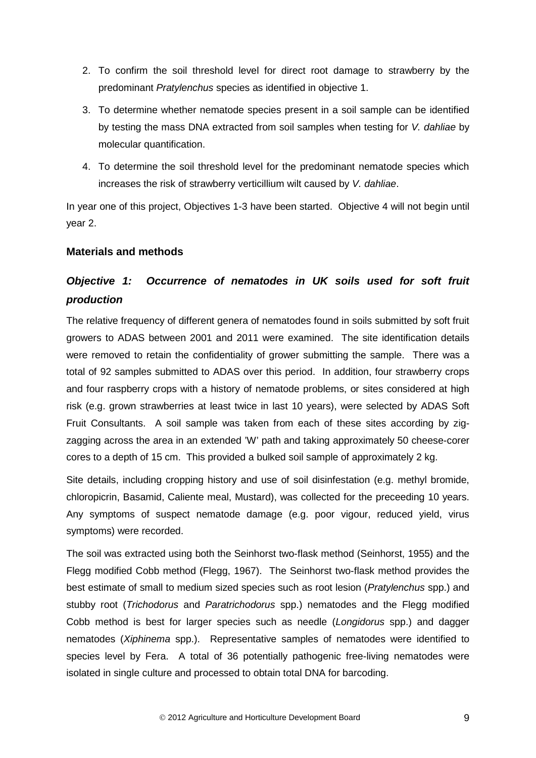2. To confirm the soil threshold level for direct root damage to strawberry by the predominant *Pratylenchus* species as identified in objective 1.
3. To determine whether nematode species present in a soil sample can be identified by testing the mass DNA extracted from soil samples when testing for *V. dahliae* by molecular quantification.
4. To determine the soil threshold level for the predominant nematode species which increases the risk of strawberry verticillium wilt caused by *V. dahliae*.

In year one of this project, Objectives 1-3 have been started. Objective 4 will not begin until year 2.

### Materials and methods

#### *Objective 1: Occurrence of nematodes in UK soils used for soft fruit production*

The relative frequency of different genera of nematodes found in soils submitted by soft fruit growers to ADAS between 2001 and 2011 were examined. The site identification details were removed to retain the confidentiality of grower submitting the sample. There was a total of 92 samples submitted to ADAS over this period. In addition, four strawberry crops and four raspberry crops with a history of nematode problems, or sites considered at high risk (e.g. grown strawberries at least twice in last 10 years), were selected by ADAS Soft Fruit Consultants. A soil sample was taken from each of these sites according by zig-zagging across the area in an extended 'W' path and taking approximately 50 cheese-corer cores to a depth of 15 cm. This provided a bulked soil sample of approximately 2 kg.

Site details, including cropping history and use of soil disinfestation (e.g. methyl bromide, chloropicrin, Basamid, Caliente meal, Mustard), was collected for the preceeding 10 years. Any symptoms of suspect nematode damage (e.g. poor vigour, reduced yield, virus symptoms) were recorded.

The soil was extracted using both the Seinhorst two-flask method (Seinhorst, 1955) and the Flegg modified Cobb method (Flegg, 1967). The Seinhorst two-flask method provides the best estimate of small to medium sized species such as root lesion (*Pratylenchus* spp.) and stubby root (*Trichodorus* and *Paratrichodorus* spp.) nematodes and the Flegg modified Cobb method is best for larger species such as needle (*Longidorus* spp.) and dagger nematodes (*Xiphinema* spp.). Representative samples of nematodes were identified to species level by Fera. A total of 36 potentially pathogenic free-living nematodes were isolated in single culture and processed to obtain total DNA for barcoding.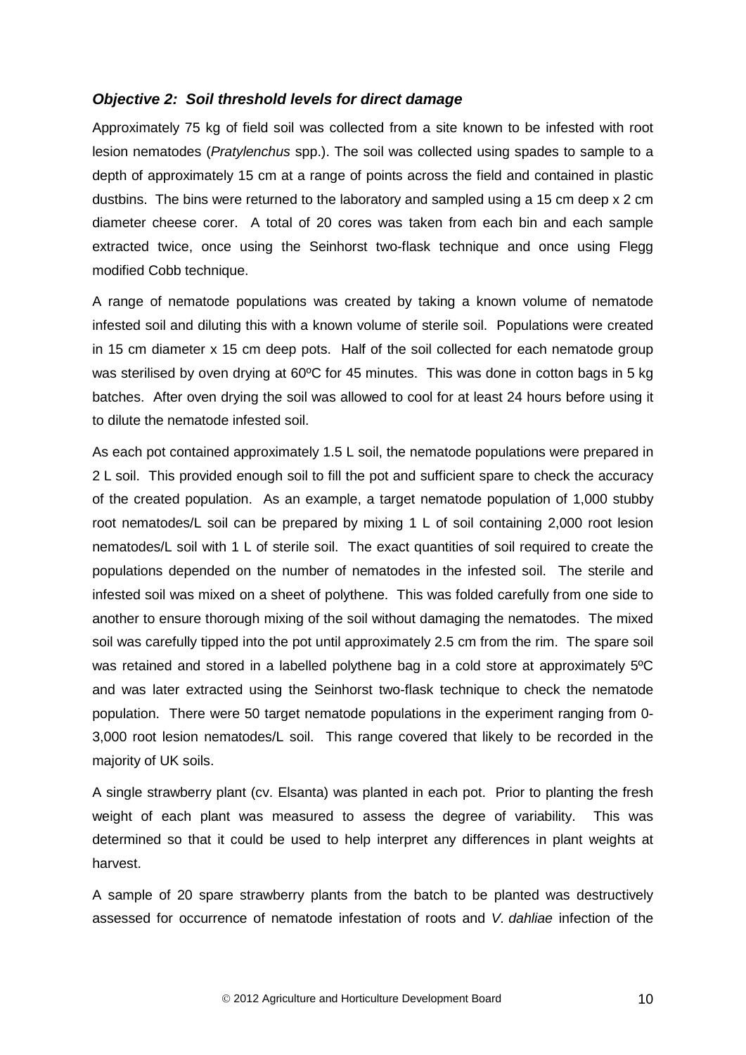### *Objective 2: Soil threshold levels for direct damage*

Approximately 75 kg of field soil was collected from a site known to be infested with root lesion nematodes (*Pratylenchus* spp.). The soil was collected using spades to sample to a depth of approximately 15 cm at a range of points across the field and contained in plastic dustbins. The bins were returned to the laboratory and sampled using a 15 cm deep x 2 cm diameter cheese corer. A total of 20 cores was taken from each bin and each sample extracted twice, once using the Seinhorst two-flask technique and once using Flegg modified Cobb technique.

A range of nematode populations was created by taking a known volume of nematode infested soil and diluting this with a known volume of sterile soil. Populations were created in 15 cm diameter x 15 cm deep pots. Half of the soil collected for each nematode group was sterilised by oven drying at 60ºC for 45 minutes. This was done in cotton bags in 5 kg batches. After oven drying the soil was allowed to cool for at least 24 hours before using it to dilute the nematode infested soil.

As each pot contained approximately 1.5 L soil, the nematode populations were prepared in 2 L soil. This provided enough soil to fill the pot and sufficient spare to check the accuracy of the created population. As an example, a target nematode population of 1,000 stubby root nematodes/L soil can be prepared by mixing 1 L of soil containing 2,000 root lesion nematodes/L soil with 1 L of sterile soil. The exact quantities of soil required to create the populations depended on the number of nematodes in the infested soil. The sterile and infested soil was mixed on a sheet of polythene. This was folded carefully from one side to another to ensure thorough mixing of the soil without damaging the nematodes. The mixed soil was carefully tipped into the pot until approximately 2.5 cm from the rim. The spare soil was retained and stored in a labelled polythene bag in a cold store at approximately 5ºC and was later extracted using the Seinhorst two-flask technique to check the nematode population. There were 50 target nematode populations in the experiment ranging from 0-3,000 root lesion nematodes/L soil. This range covered that likely to be recorded in the majority of UK soils.

A single strawberry plant (cv. Elsanta) was planted in each pot. Prior to planting the fresh weight of each plant was measured to assess the degree of variability. This was determined so that it could be used to help interpret any differences in plant weights at harvest.

A sample of 20 spare strawberry plants from the batch to be planted was destructively assessed for occurrence of nematode infestation of roots and *V. dahliae* infection of the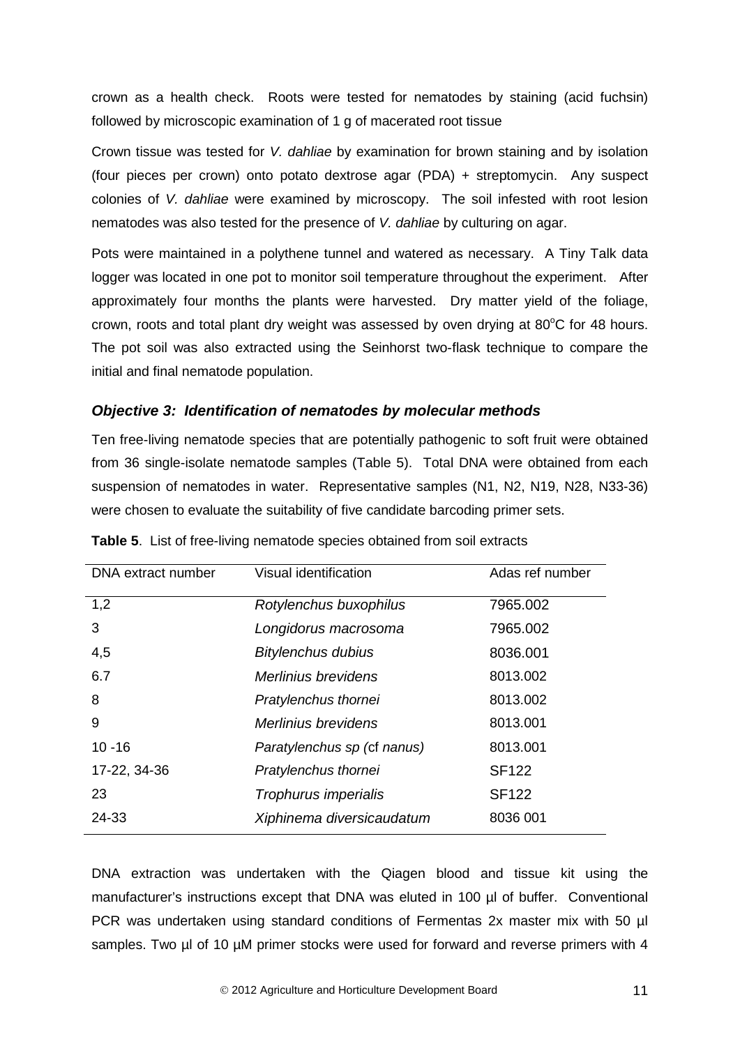crown as a health check. Roots were tested for nematodes by staining (acid fuchsin) followed by microscopic examination of 1 g of macerated root tissue

Crown tissue was tested for *V. dahliae* by examination for brown staining and by isolation (four pieces per crown) onto potato dextrose agar (PDA) + streptomycin. Any suspect colonies of *V. dahliae* were examined by microscopy. The soil infested with root lesion nematodes was also tested for the presence of *V. dahliae* by culturing on agar.

Pots were maintained in a polythene tunnel and watered as necessary. A Tiny Talk data logger was located in one pot to monitor soil temperature throughout the experiment. After approximately four months the plants were harvested. Dry matter yield of the foliage, crown, roots and total plant dry weight was assessed by oven drying at 80°C for 48 hours. The pot soil was also extracted using the Seinhorst two-flask technique to compare the initial and final nematode population.

### *Objective 3: Identification of nematodes by molecular methods*

Ten free-living nematode species that are potentially pathogenic to soft fruit were obtained from 36 single-isolate nematode samples (Table 5). Total DNA were obtained from each suspension of nematodes in water. Representative samples (N1, N2, N19, N28, N33-36) were chosen to evaluate the suitability of five candidate barcoding primer sets.

**Table 5**. List of free-living nematode species obtained from soil extracts

| DNA extract number | Visual identification | Adas ref number |
|---|---|---|
| 1,2 | *Rotylenchus buxophilus* | 7965.002 |
| 3 | *Longidorus macrosoma* | 7965.002 |
| 4,5 | *Bitylenchus dubius* | 8036.001 |
| 6.7 | *Merlinius brevidens* | 8013.002 |
| 8 | *Pratylenchus thornei* | 8013.002 |
| 9 | *Merlinius brevidens* | 8013.001 |
| 10 -16 | *Paratylenchus sp* (cf *nanus*) | 8013.001 |
| 17-22, 34-36 | *Pratylenchus thornei* | SF122 |
| 23 | *Trophurus imperialis* | SF122 |
| 24-33 | *Xiphinema diversicaudatum* | 8036 001 |

DNA extraction was undertaken with the Qiagen blood and tissue kit using the manufacturer's instructions except that DNA was eluted in 100 µl of buffer. Conventional PCR was undertaken using standard conditions of Fermentas 2x master mix with 50 µl samples. Two µl of 10 µM primer stocks were used for forward and reverse primers with 4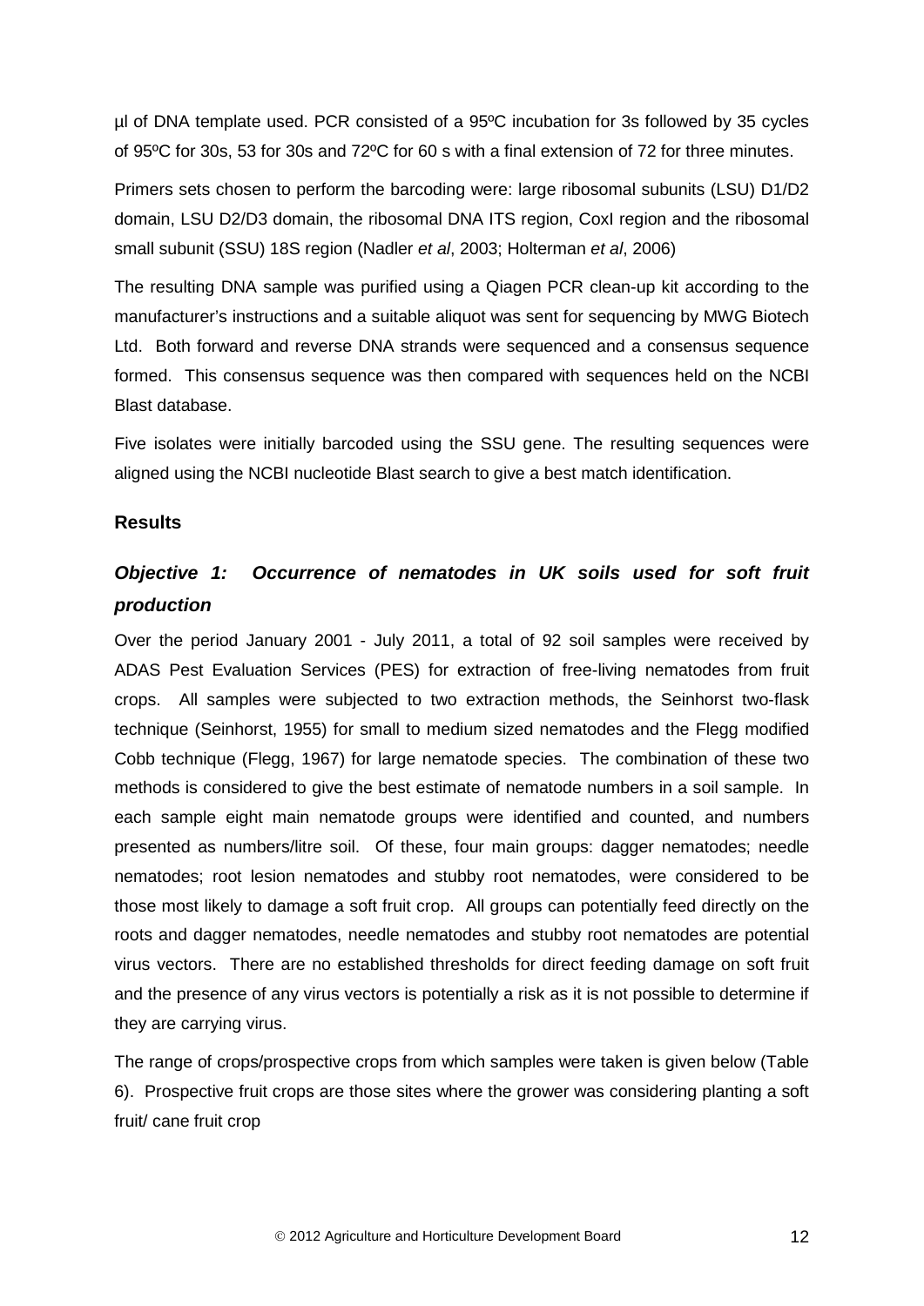µl of DNA template used. PCR consisted of a 95ºC incubation for 3s followed by 35 cycles of 95ºC for 30s, 53 for 30s and 72ºC for 60 s with a final extension of 72 for three minutes.

Primers sets chosen to perform the barcoding were: large ribosomal subunits (LSU) D1/D2 domain, LSU D2/D3 domain, the ribosomal DNA ITS region, CoxI region and the ribosomal small subunit (SSU) 18S region (Nadler *et al*, 2003; Holterman *et al*, 2006)

The resulting DNA sample was purified using a Qiagen PCR clean-up kit according to the manufacturer's instructions and a suitable aliquot was sent for sequencing by MWG Biotech Ltd. Both forward and reverse DNA strands were sequenced and a consensus sequence formed. This consensus sequence was then compared with sequences held on the NCBI Blast database.

Five isolates were initially barcoded using the SSU gene. The resulting sequences were aligned using the NCBI nucleotide Blast search to give a best match identification.

## Results

### *Objective 1: Occurrence of nematodes in UK soils used for soft fruit production*

Over the period January 2001 - July 2011, a total of 92 soil samples were received by ADAS Pest Evaluation Services (PES) for extraction of free-living nematodes from fruit crops. All samples were subjected to two extraction methods, the Seinhorst two-flask technique (Seinhorst, 1955) for small to medium sized nematodes and the Flegg modified Cobb technique (Flegg, 1967) for large nematode species. The combination of these two methods is considered to give the best estimate of nematode numbers in a soil sample. In each sample eight main nematode groups were identified and counted, and numbers presented as numbers/litre soil. Of these, four main groups: dagger nematodes; needle nematodes; root lesion nematodes and stubby root nematodes, were considered to be those most likely to damage a soft fruit crop. All groups can potentially feed directly on the roots and dagger nematodes, needle nematodes and stubby root nematodes are potential virus vectors. There are no established thresholds for direct feeding damage on soft fruit and the presence of any virus vectors is potentially a risk as it is not possible to determine if they are carrying virus.

The range of crops/prospective crops from which samples were taken is given below (Table 6). Prospective fruit crops are those sites where the grower was considering planting a soft fruit/ cane fruit crop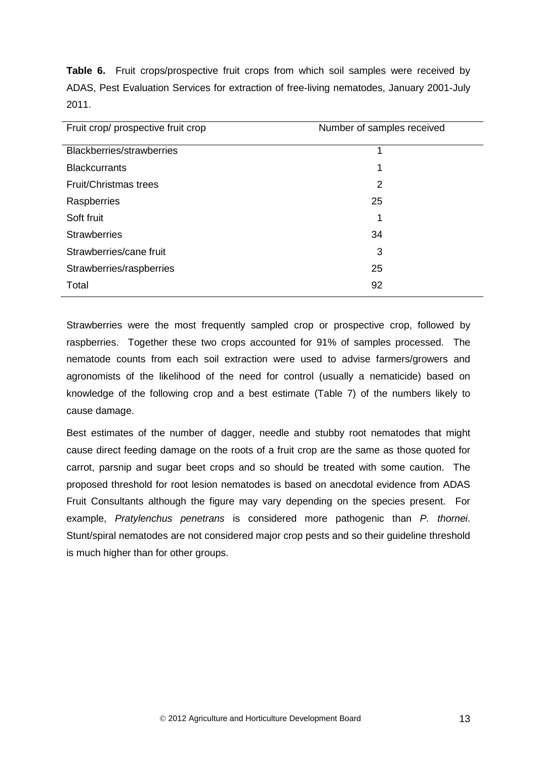**Table 6.** Fruit crops/prospective fruit crops from which soil samples were received by ADAS, Pest Evaluation Services for extraction of free-living nematodes, January 2001-July 2011.

| Fruit crop/ prospective fruit crop | Number of samples received |
|---|---|
| Blackberries/strawberries | 1 |
| Blackcurrants | 1 |
| Fruit/Christmas trees | 2 |
| Raspberries | 25 |
| Soft fruit | 1 |
| Strawberries | 34 |
| Strawberries/cane fruit | 3 |
| Strawberries/raspberries | 25 |
| Total | 92 |

Strawberries were the most frequently sampled crop or prospective crop, followed by raspberries. Together these two crops accounted for 91% of samples processed. The nematode counts from each soil extraction were used to advise farmers/growers and agronomists of the likelihood of the need for control (usually a nematicide) based on knowledge of the following crop and a best estimate (Table 7) of the numbers likely to cause damage.

Best estimates of the number of dagger, needle and stubby root nematodes that might cause direct feeding damage on the roots of a fruit crop are the same as those quoted for carrot, parsnip and sugar beet crops and so should be treated with some caution. The proposed threshold for root lesion nematodes is based on anecdotal evidence from ADAS Fruit Consultants although the figure may vary depending on the species present. For example, *Pratylenchus penetrans* is considered more pathogenic than *P. thornei*. Stunt/spiral nematodes are not considered major crop pests and so their guideline threshold is much higher than for other groups.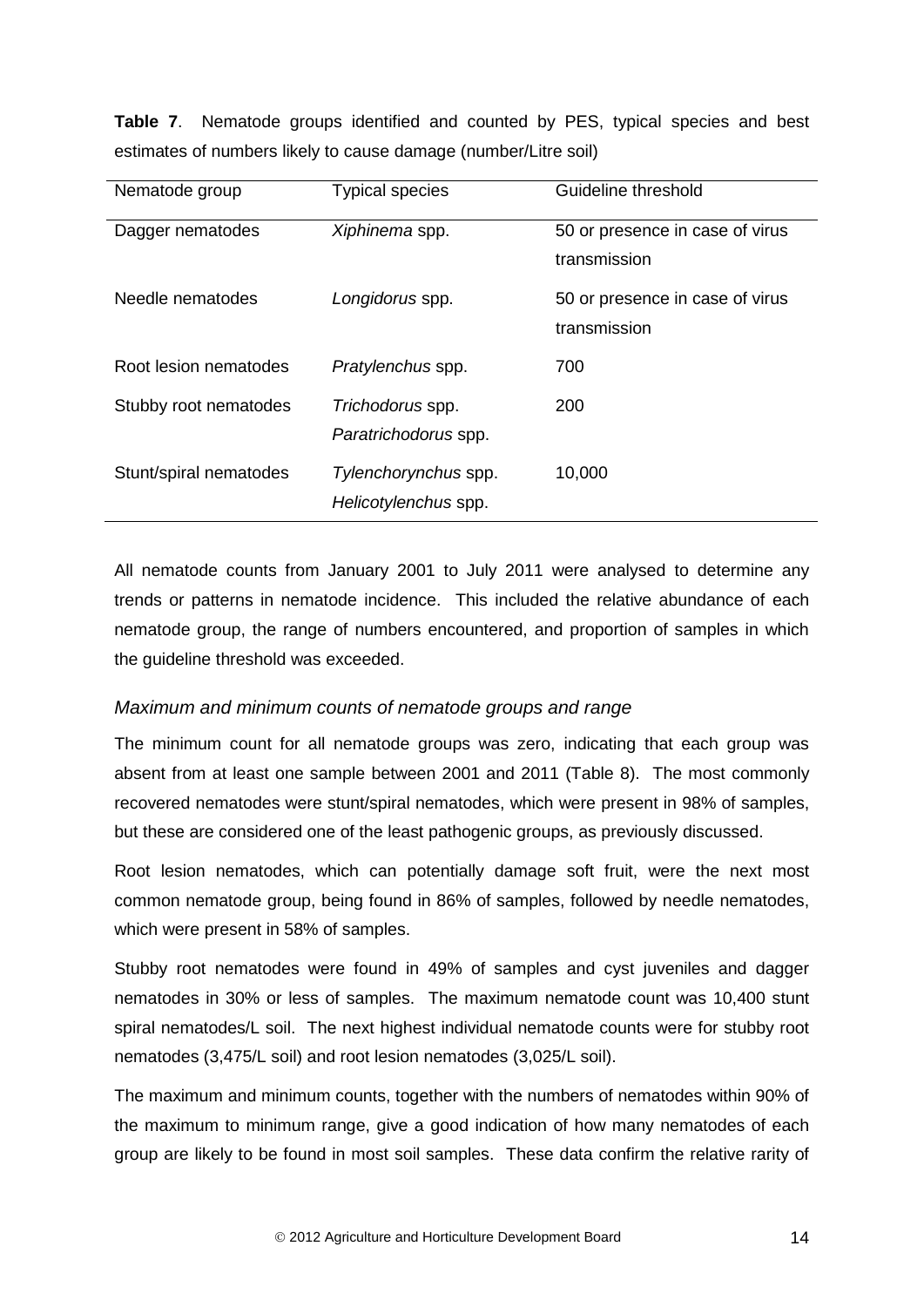**Table 7**. Nematode groups identified and counted by PES, typical species and best estimates of numbers likely to cause damage (number/Litre soil)

| Nematode group | Typical species | Guideline threshold |
|---|---|---|
| Dagger nematodes | *Xiphinema* spp. | 50 or presence in case of virus transmission |
| Needle nematodes | *Longidorus* spp. | 50 or presence in case of virus transmission |
| Root lesion nematodes | *Pratylenchus* spp. | 700 |
| Stubby root nematodes | *Trichodorus* spp. *Paratrichodorus* spp. | 200 |
| Stunt/spiral nematodes | *Tylenchorynchus* spp. *Helicotylenchus* spp. | 10,000 |

All nematode counts from January 2001 to July 2011 were analysed to determine any trends or patterns in nematode incidence. This included the relative abundance of each nematode group, the range of numbers encountered, and proportion of samples in which the guideline threshold was exceeded.

### *Maximum and minimum counts of nematode groups and range*

The minimum count for all nematode groups was zero, indicating that each group was absent from at least one sample between 2001 and 2011 (Table 8). The most commonly recovered nematodes were stunt/spiral nematodes, which were present in 98% of samples, but these are considered one of the least pathogenic groups, as previously discussed.

Root lesion nematodes, which can potentially damage soft fruit, were the next most common nematode group, being found in 86% of samples, followed by needle nematodes, which were present in 58% of samples.

Stubby root nematodes were found in 49% of samples and cyst juveniles and dagger nematodes in 30% or less of samples. The maximum nematode count was 10,400 stunt spiral nematodes/L soil. The next highest individual nematode counts were for stubby root nematodes (3,475/L soil) and root lesion nematodes (3,025/L soil).

The maximum and minimum counts, together with the numbers of nematodes within 90% of the maximum to minimum range, give a good indication of how many nematodes of each group are likely to be found in most soil samples. These data confirm the relative rarity of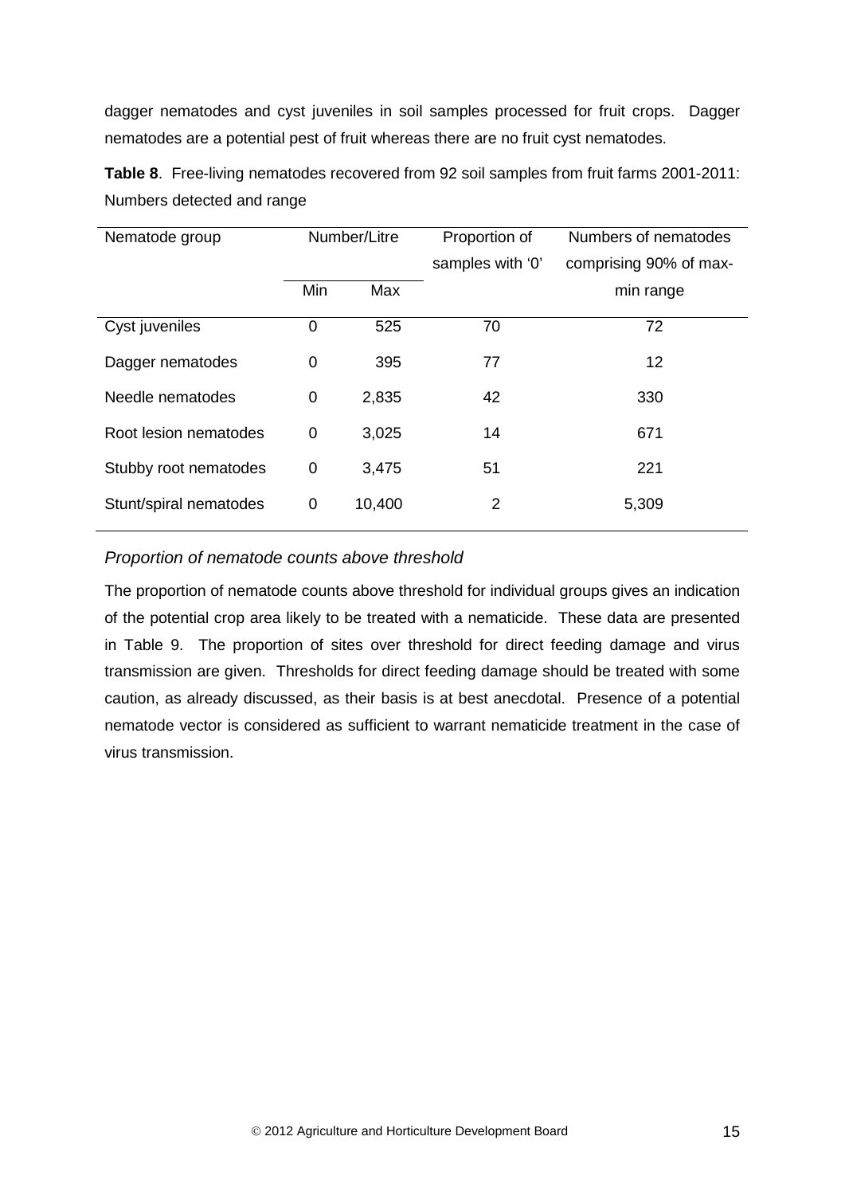dagger nematodes and cyst juveniles in soil samples processed for fruit crops. Dagger nematodes are a potential pest of fruit whereas there are no fruit cyst nematodes.

**Table 8**. Free-living nematodes recovered from 92 soil samples from fruit farms 2001-2011: Numbers detected and range

| Nematode group | Number/Litre | | Proportion of samples with '0' | Numbers of nematodes comprising 90% of max-min range |
|---|---|---|---|---|
| | Min | Max | | |
| Cyst juveniles | 0 | 525 | 70 | 72 |
| Dagger nematodes | 0 | 395 | 77 | 12 |
| Needle nematodes | 0 | 2,835 | 42 | 330 |
| Root lesion nematodes | 0 | 3,025 | 14 | 671 |
| Stubby root nematodes | 0 | 3,475 | 51 | 221 |
| Stunt/spiral nematodes | 0 | 10,400 | 2 | 5,309 |

*Proportion of nematode counts above threshold*

The proportion of nematode counts above threshold for individual groups gives an indication of the potential crop area likely to be treated with a nematicide. These data are presented in Table 9. The proportion of sites over threshold for direct feeding damage and virus transmission are given. Thresholds for direct feeding damage should be treated with some caution, as already discussed, as their basis is at best anecdotal. Presence of a potential nematode vector is considered as sufficient to warrant nematicide treatment in the case of virus transmission.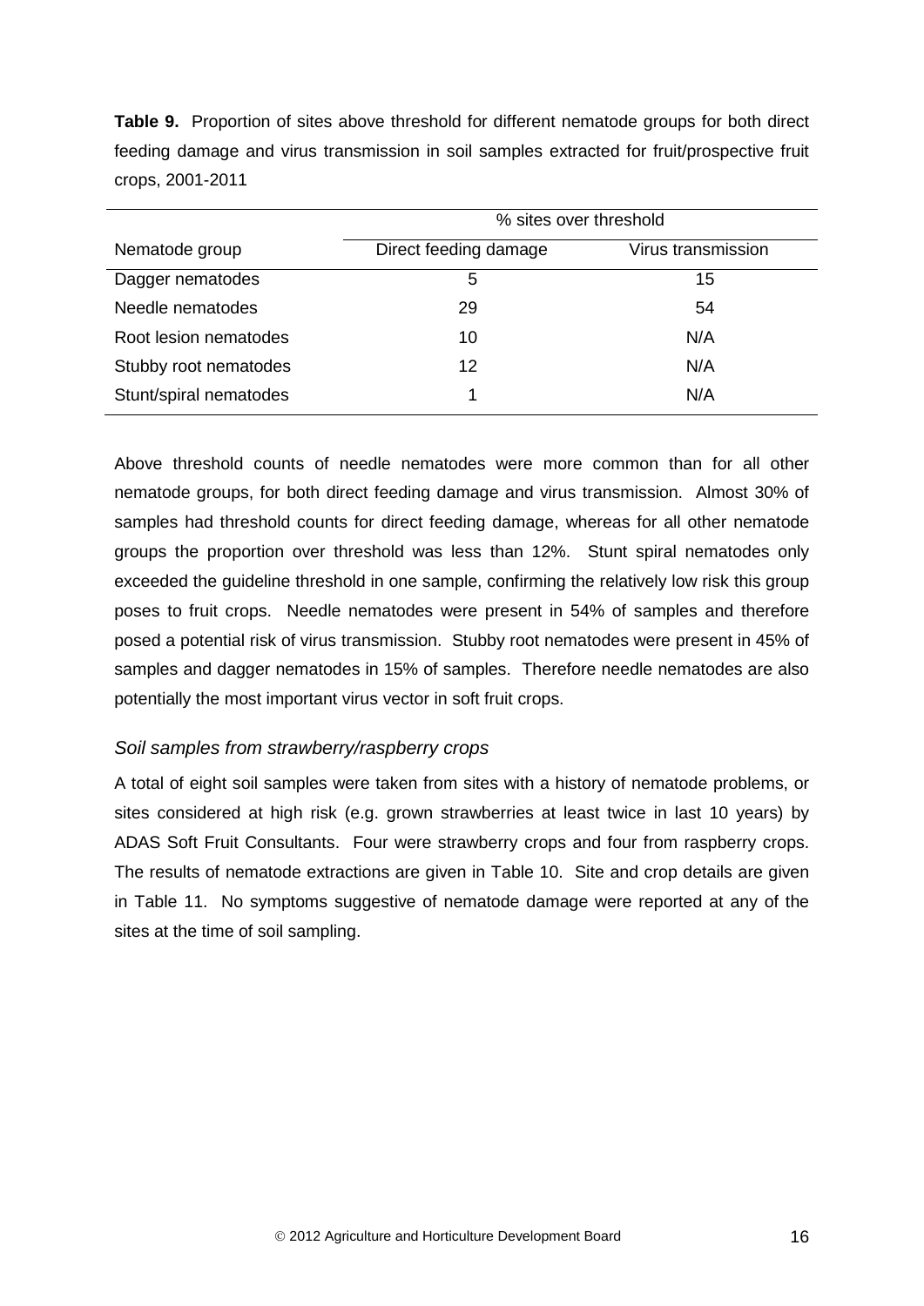**Table 9.** Proportion of sites above threshold for different nematode groups for both direct feeding damage and virus transmission in soil samples extracted for fruit/prospective fruit crops, 2001-2011

| | % sites over threshold | |
|---|---|---|
| Nematode group | Direct feeding damage | Virus transmission |
| Dagger nematodes | 5 | 15 |
| Needle nematodes | 29 | 54 |
| Root lesion nematodes | 10 | N/A |
| Stubby root nematodes | 12 | N/A |
| Stunt/spiral nematodes | 1 | N/A |

Above threshold counts of needle nematodes were more common than for all other nematode groups, for both direct feeding damage and virus transmission. Almost 30% of samples had threshold counts for direct feeding damage, whereas for all other nematode groups the proportion over threshold was less than 12%. Stunt spiral nematodes only exceeded the guideline threshold in one sample, confirming the relatively low risk this group poses to fruit crops. Needle nematodes were present in 54% of samples and therefore posed a potential risk of virus transmission. Stubby root nematodes were present in 45% of samples and dagger nematodes in 15% of samples. Therefore needle nematodes are also potentially the most important virus vector in soft fruit crops.

### *Soil samples from strawberry/raspberry crops*

A total of eight soil samples were taken from sites with a history of nematode problems, or sites considered at high risk (e.g. grown strawberries at least twice in last 10 years) by ADAS Soft Fruit Consultants. Four were strawberry crops and four from raspberry crops. The results of nematode extractions are given in Table 10. Site and crop details are given in Table 11. No symptoms suggestive of nematode damage were reported at any of the sites at the time of soil sampling.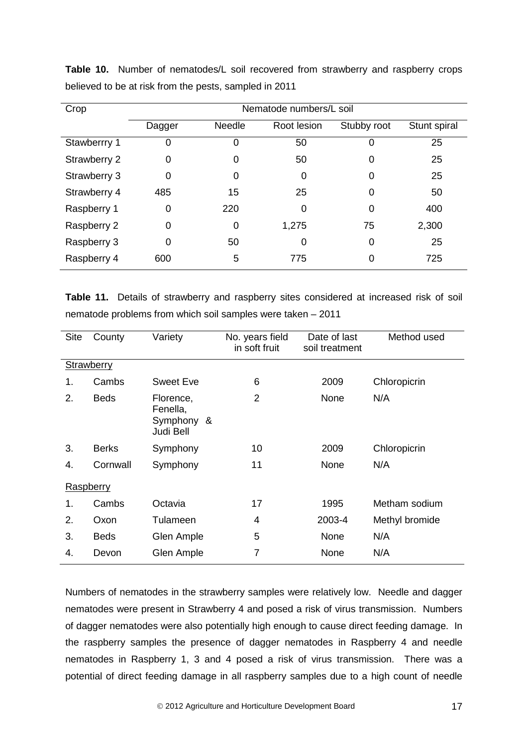**Table 10.** Number of nematodes/L soil recovered from strawberry and raspberry crops believed to be at risk from the pests, sampled in 2011

| Crop | Nematode numbers/L soil | | | | |
|---|---|---|---|---|---|
| | Dagger | Needle | Root lesion | Stubby root | Stunt spiral |
| Stawberrry 1 | 0 | 0 | 50 | 0 | 25 |
| Strawberry 2 | 0 | 0 | 50 | 0 | 25 |
| Strawberry 3 | 0 | 0 | 0 | 0 | 25 |
| Strawberry 4 | 485 | 15 | 25 | 0 | 50 |
| Raspberry 1 | 0 | 220 | 0 | 0 | 400 |
| Raspberry 2 | 0 | 0 | 1,275 | 75 | 2,300 |
| Raspberry 3 | 0 | 50 | 0 | 0 | 25 |
| Raspberry 4 | 600 | 5 | 775 | 0 | 725 |

**Table 11.** Details of strawberry and raspberry sites considered at increased risk of soil nematode problems from which soil samples were taken – 2011

| Site | County | Variety | No. years field in soft fruit | Date of last soil treatment | Method used |
|---|---|---|---|---|---|
| Strawberry | | | | | |
| 1. | Cambs | Sweet Eve | 6 | 2009 | Chloropicrin |
| 2. | Beds | Florence, Fenella, Symphony & Judi Bell | 2 | None | N/A |
| 3. | Berks | Symphony | 10 | 2009 | Chloropicrin |
| 4. | Cornwall | Symphony | 11 | None | N/A |
| Raspberry | | | | | |
| 1. | Cambs | Octavia | 17 | 1995 | Metham sodium |
| 2. | Oxon | Tulameen | 4 | 2003-4 | Methyl bromide |
| 3. | Beds | Glen Ample | 5 | None | N/A |
| 4. | Devon | Glen Ample | 7 | None | N/A |

Numbers of nematodes in the strawberry samples were relatively low. Needle and dagger nematodes were present in Strawberry 4 and posed a risk of virus transmission. Numbers of dagger nematodes were also potentially high enough to cause direct feeding damage. In the raspberry samples the presence of dagger nematodes in Raspberry 4 and needle nematodes in Raspberry 1, 3 and 4 posed a risk of virus transmission. There was a potential of direct feeding damage in all raspberry samples due to a high count of needle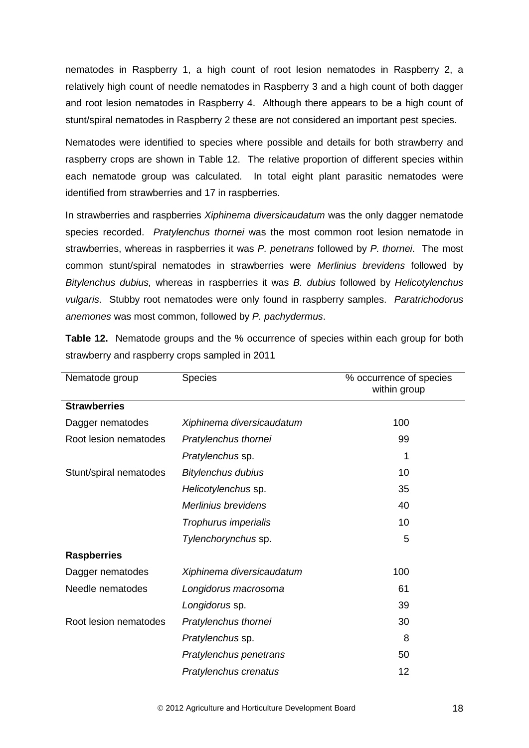nematodes in Raspberry 1, a high count of root lesion nematodes in Raspberry 2, a relatively high count of needle nematodes in Raspberry 3 and a high count of both dagger and root lesion nematodes in Raspberry 4. Although there appears to be a high count of stunt/spiral nematodes in Raspberry 2 these are not considered an important pest species.

Nematodes were identified to species where possible and details for both strawberry and raspberry crops are shown in Table 12. The relative proportion of different species within each nematode group was calculated. In total eight plant parasitic nematodes were identified from strawberries and 17 in raspberries.

In strawberries and raspberries *Xiphinema diversicaudatum* was the only dagger nematode species recorded. *Pratylenchus thornei* was the most common root lesion nematode in strawberries, whereas in raspberries it was *P. penetrans* followed by *P. thornei*. The most common stunt/spiral nematodes in strawberries were *Merlinius brevidens* followed by *Bitylenchus dubius,* whereas in raspberries it was *B. dubius* followed by *Helicotylenchus vulgaris*. Stubby root nematodes were only found in raspberry samples. *Paratrichodorus anemones* was most common, followed by *P. pachydermus*.

**Table 12.** Nematode groups and the % occurrence of species within each group for both strawberry and raspberry crops sampled in 2011

| Nematode group | Species | % occurrence of species within group |
|---|---|---|
| **Strawberries** | | |
| Dagger nematodes | *Xiphinema diversicaudatum* | 100 |
| Root lesion nematodes | *Pratylenchus thornei* | 99 |
| | *Pratylenchus* sp. | 1 |
| Stunt/spiral nematodes | *Bitylenchus dubius* | 10 |
| | *Helicotylenchus* sp. | 35 |
| | *Merlinius brevidens* | 40 |
| | *Trophurus imperialis* | 10 |
| | *Tylenchorynchus* sp. | 5 |
| **Raspberries** | | |
| Dagger nematodes | *Xiphinema diversicaudatum* | 100 |
| Needle nematodes | *Longidorus macrosoma* | 61 |
| | *Longidorus* sp. | 39 |
| Root lesion nematodes | *Pratylenchus thornei* | 30 |
| | *Pratylenchus* sp. | 8 |
| | *Pratylenchus penetrans* | 50 |
| | *Pratylenchus crenatus* | 12 |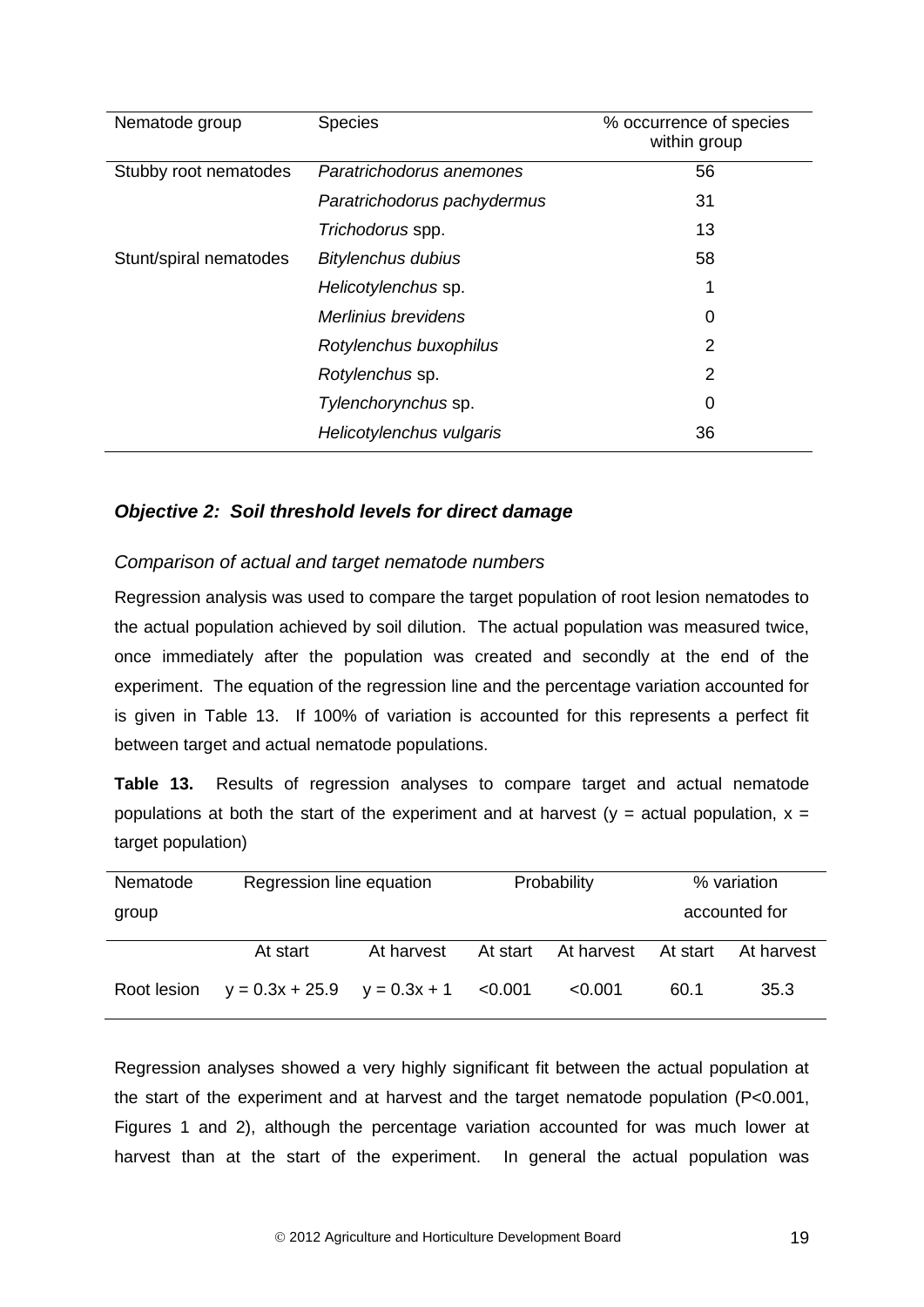| Nematode group | Species | % occurrence of species within group |
|---|---|---|
| Stubby root nematodes | *Paratrichodorus anemones* | 56 |
| | *Paratrichodorus pachydermus* | 31 |
| | *Trichodorus* spp. | 13 |
| Stunt/spiral nematodes | *Bitylenchus dubius* | 58 |
| | *Helicotylenchus* sp. | 1 |
| | *Merlinius brevidens* | 0 |
| | *Rotylenchus buxophilus* | 2 |
| | *Rotylenchus* sp. | 2 |
| | *Tylenchorynchus* sp. | 0 |
| | *Helicotylenchus vulgaris* | 36 |

### *Objective 2: Soil threshold levels for direct damage*

#### *Comparison of actual and target nematode numbers*

Regression analysis was used to compare the target population of root lesion nematodes to the actual population achieved by soil dilution. The actual population was measured twice, once immediately after the population was created and secondly at the end of the experiment. The equation of the regression line and the percentage variation accounted for is given in Table 13. If 100% of variation is accounted for this represents a perfect fit between target and actual nematode populations.

**Table 13.** Results of regression analyses to compare target and actual nematode populations at both the start of the experiment and at harvest ($y$ = actual population, $x$ = target population)

| Nematode group | Regression line equation | | Probability | | % variation accounted for | |
|---|---|---|---|---|---|---|
| | At start | At harvest | At start | At harvest | At start | At harvest |
| Root lesion | $y = 0.3x + 25.9$ | $y = 0.3x + 1$ | <0.001 | <0.001 | 60.1 | 35.3 |

Regression analyses showed a very highly significant fit between the actual population at the start of the experiment and at harvest and the target nematode population ($P<0.001$, Figures 1 and 2), although the percentage variation accounted for was much lower at harvest than at the start of the experiment. In general the actual population was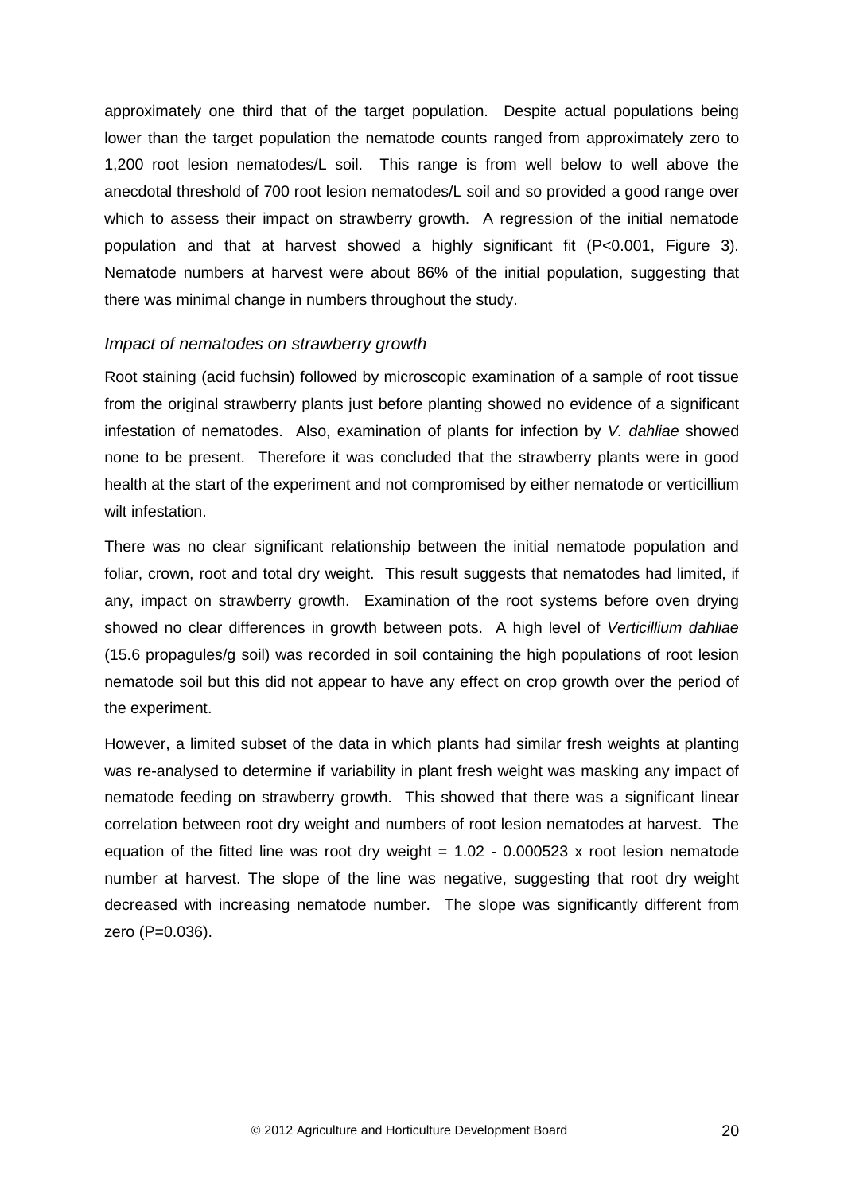approximately one third that of the target population. Despite actual populations being lower than the target population the nematode counts ranged from approximately zero to 1,200 root lesion nematodes/L soil. This range is from well below to well above the anecdotal threshold of 700 root lesion nematodes/L soil and so provided a good range over which to assess their impact on strawberry growth. A regression of the initial nematode population and that at harvest showed a highly significant fit ($P<0.001$, Figure 3). Nematode numbers at harvest were about 86% of the initial population, suggesting that there was minimal change in numbers throughout the study.

### *Impact of nematodes on strawberry growth*

Root staining (acid fuchsin) followed by microscopic examination of a sample of root tissue from the original strawberry plants just before planting showed no evidence of a significant infestation of nematodes. Also, examination of plants for infection by *V. dahliae* showed none to be present. Therefore it was concluded that the strawberry plants were in good health at the start of the experiment and not compromised by either nematode or verticillium wilt infestation.

There was no clear significant relationship between the initial nematode population and foliar, crown, root and total dry weight. This result suggests that nematodes had limited, if any, impact on strawberry growth. Examination of the root systems before oven drying showed no clear differences in growth between pots. A high level of *Verticillium dahliae* (15.6 propagules/g soil) was recorded in soil containing the high populations of root lesion nematode soil but this did not appear to have any effect on crop growth over the period of the experiment.

However, a limited subset of the data in which plants had similar fresh weights at planting was re-analysed to determine if variability in plant fresh weight was masking any impact of nematode feeding on strawberry growth. This showed that there was a significant linear correlation between root dry weight and numbers of root lesion nematodes at harvest. The equation of the fitted line was root dry weight = 1.02 - 0.000523 x root lesion nematode number at harvest. The slope of the line was negative, suggesting that root dry weight decreased with increasing nematode number. The slope was significantly different from zero ($P=0.036$).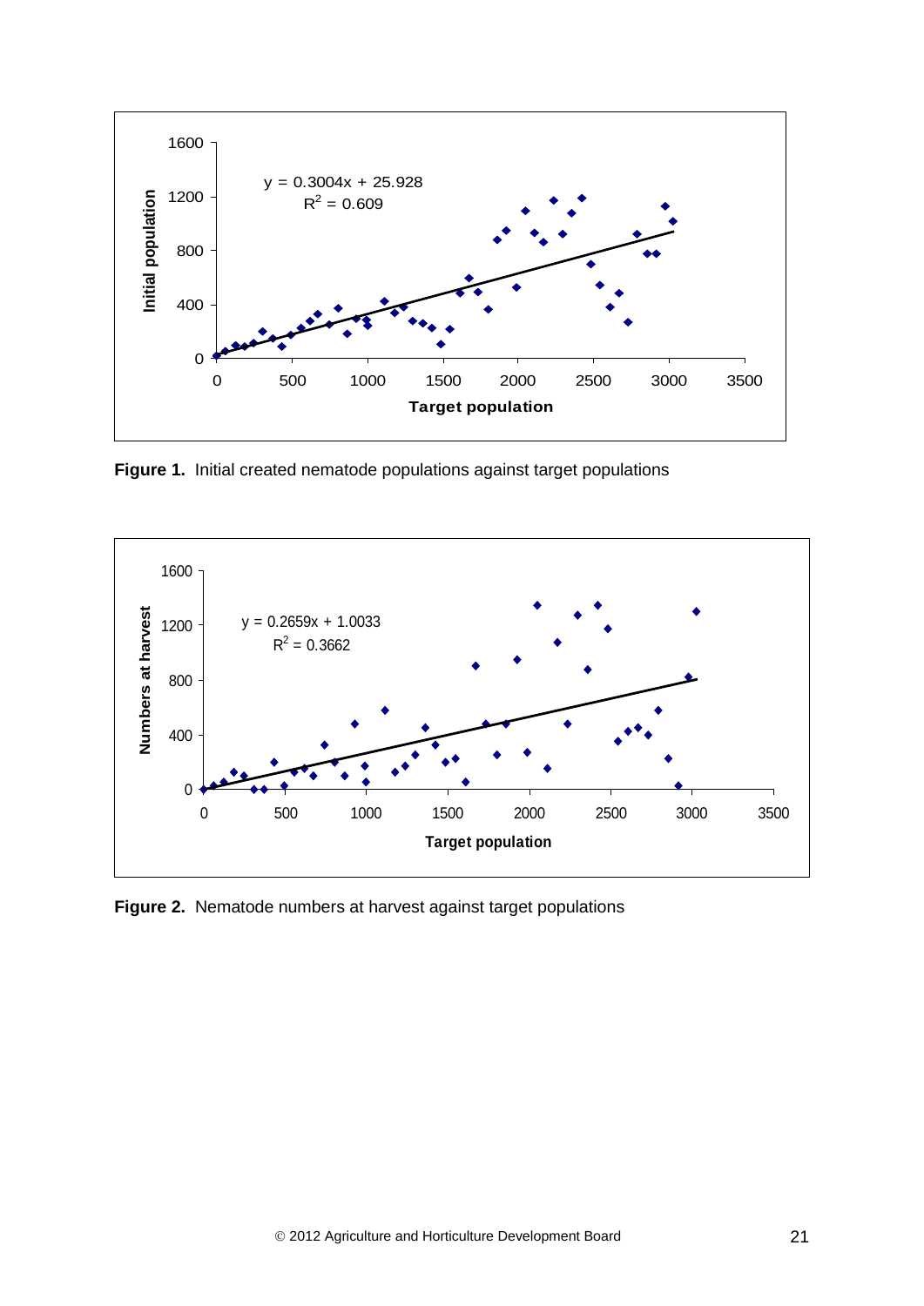**Figure 1.** Initial created nematode populations against target populations

**Figure 2.** Nematode numbers at harvest against target populations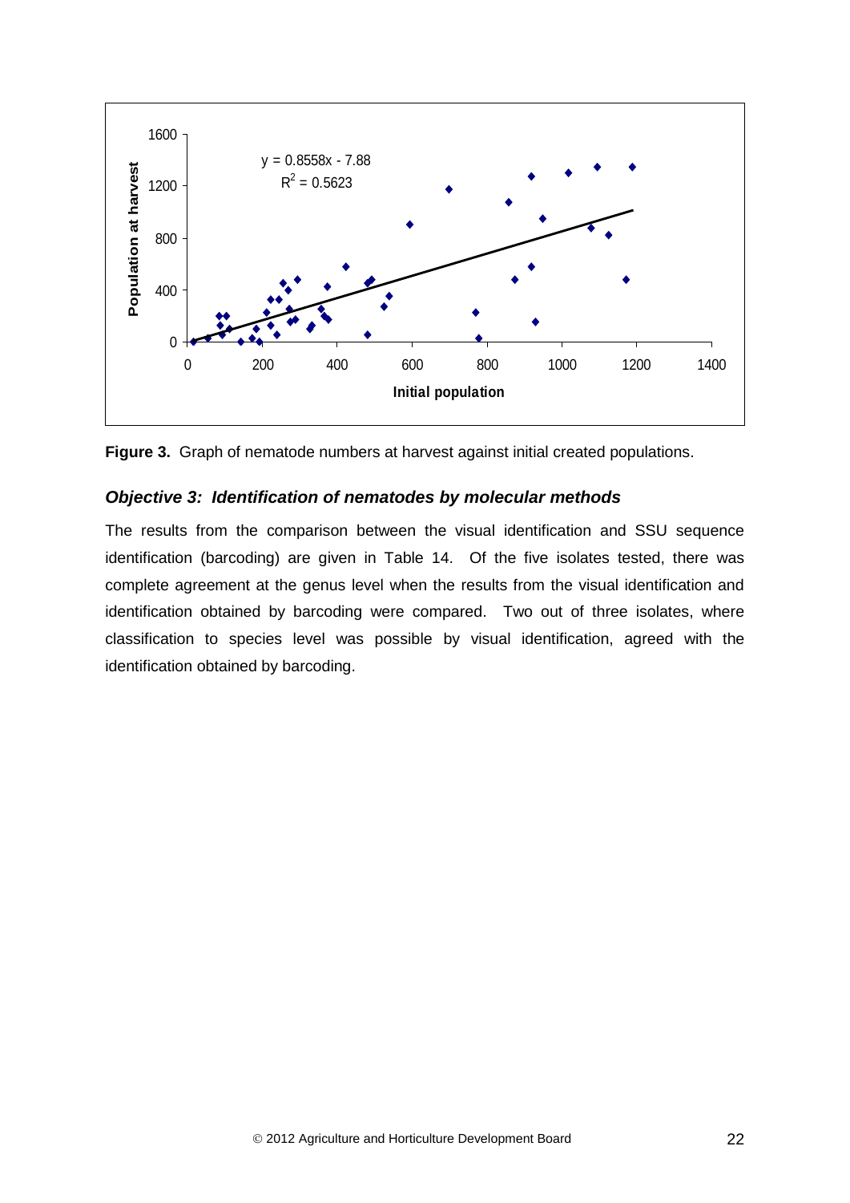**Figure 3.** Graph of nematode numbers at harvest against initial created populations.

### *Objective 3: Identification of nematodes by molecular methods*

The results from the comparison between the visual identification and SSU sequence identification (barcoding) are given in Table 14. Of the five isolates tested, there was complete agreement at the genus level when the results from the visual identification and identification obtained by barcoding were compared. Two out of three isolates, where classification to species level was possible by visual identification, agreed with the identification obtained by barcoding.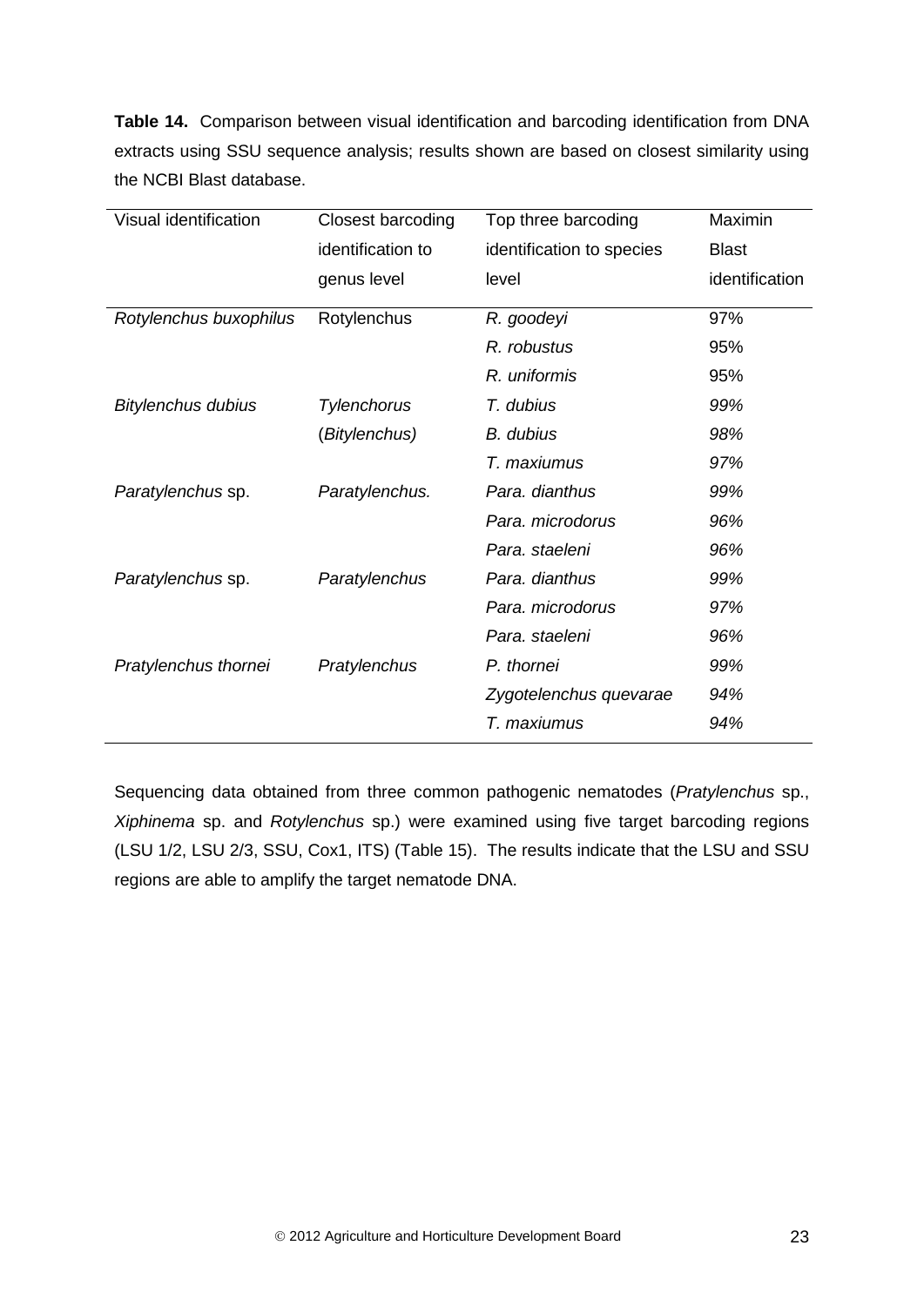**Table 14.** Comparison between visual identification and barcoding identification from DNA extracts using SSU sequence analysis; results shown are based on closest similarity using the NCBI Blast database.

| Visual identification | Closest barcoding identification to genus level | Top three barcoding identification to species level | Maximin Blast identification |
|---|---|---|---|
| *Rotylenchus buxophilus* | Rotylenchus | *R. goodeyi* | 97% |
| | | *R. robustus* | 95% |
| | | *R. uniformis* | 95% |
| *Bitylenchus dubius* | *Tylenchorus* (*Bitylenchus)* | *T. dubius* | *99%* |
| | | *B. dubius* | *98%* |
| | | *T. maxiumus* | *97%* |
| *Paratylenchus* sp. | *Paratylenchus.* | *Para. dianthus* | *99%* |
| | | *Para. microdorus* | *96%* |
| | | *Para. staeleni* | *96%* |
| *Paratylenchus* sp. | *Paratylenchus* | *Para. dianthus* | *99%* |
| | | *Para. microdorus* | *97%* |
| | | *Para. staeleni* | *96%* |
| *Pratylenchus thornei* | *Pratylenchus* | *P. thornei* | *99%* |
| | | *Zygotelenchus quevarae* | *94%* |
| | | *T. maxiumus* | *94%* |

Sequencing data obtained from three common pathogenic nematodes (*Pratylenchus* sp., *Xiphinema* sp. and *Rotylenchus* sp.) were examined using five target barcoding regions (LSU 1/2, LSU 2/3, SSU, Cox1, ITS) (Table 15). The results indicate that the LSU and SSU regions are able to amplify the target nematode DNA.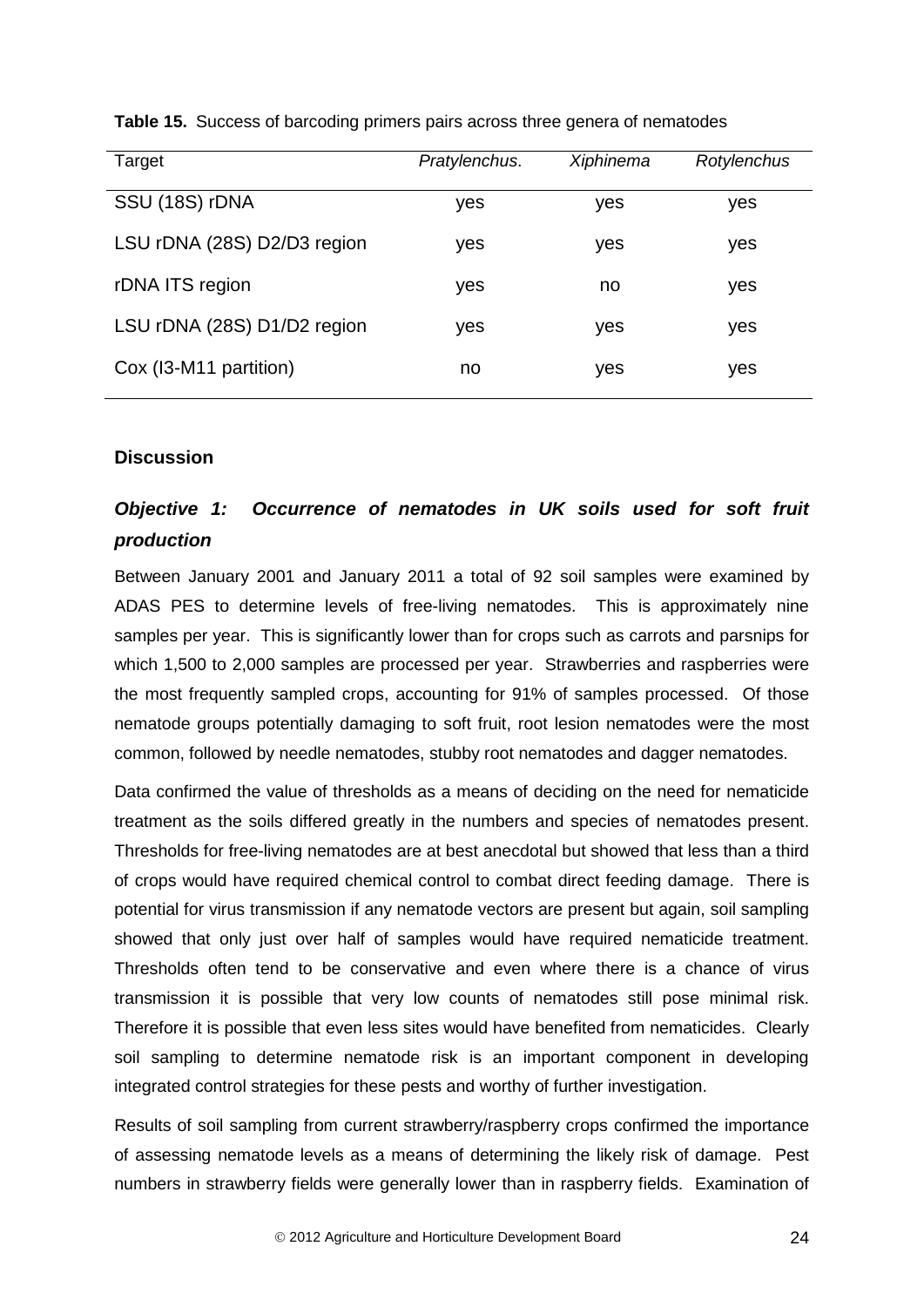**Table 15.** Success of barcoding primers pairs across three genera of nematodes

| Target | *Pratylenchus*. | *Xiphinema* | *Rotylenchus* |
|---|---|---|---|
| SSU (18S) rDNA | yes | yes | yes |
| LSU rDNA (28S) D2/D3 region | yes | yes | yes |
| rDNA ITS region | yes | no | yes |
| LSU rDNA (28S) D1/D2 region | yes | yes | yes |
| Cox (I3-M11 partition) | no | yes | yes |

## Discussion

### *Objective 1: Occurrence of nematodes in UK soils used for soft fruit production*

Between January 2001 and January 2011 a total of 92 soil samples were examined by ADAS PES to determine levels of free-living nematodes. This is approximately nine samples per year. This is significantly lower than for crops such as carrots and parsnips for which 1,500 to 2,000 samples are processed per year. Strawberries and raspberries were the most frequently sampled crops, accounting for 91% of samples processed. Of those nematode groups potentially damaging to soft fruit, root lesion nematodes were the most common, followed by needle nematodes, stubby root nematodes and dagger nematodes.

Data confirmed the value of thresholds as a means of deciding on the need for nematicide treatment as the soils differed greatly in the numbers and species of nematodes present. Thresholds for free-living nematodes are at best anecdotal but showed that less than a third of crops would have required chemical control to combat direct feeding damage. There is potential for virus transmission if any nematode vectors are present but again, soil sampling showed that only just over half of samples would have required nematicide treatment. Thresholds often tend to be conservative and even where there is a chance of virus transmission it is possible that very low counts of nematodes still pose minimal risk. Therefore it is possible that even less sites would have benefited from nematicides. Clearly soil sampling to determine nematode risk is an important component in developing integrated control strategies for these pests and worthy of further investigation.

Results of soil sampling from current strawberry/raspberry crops confirmed the importance of assessing nematode levels as a means of determining the likely risk of damage. Pest numbers in strawberry fields were generally lower than in raspberry fields. Examination of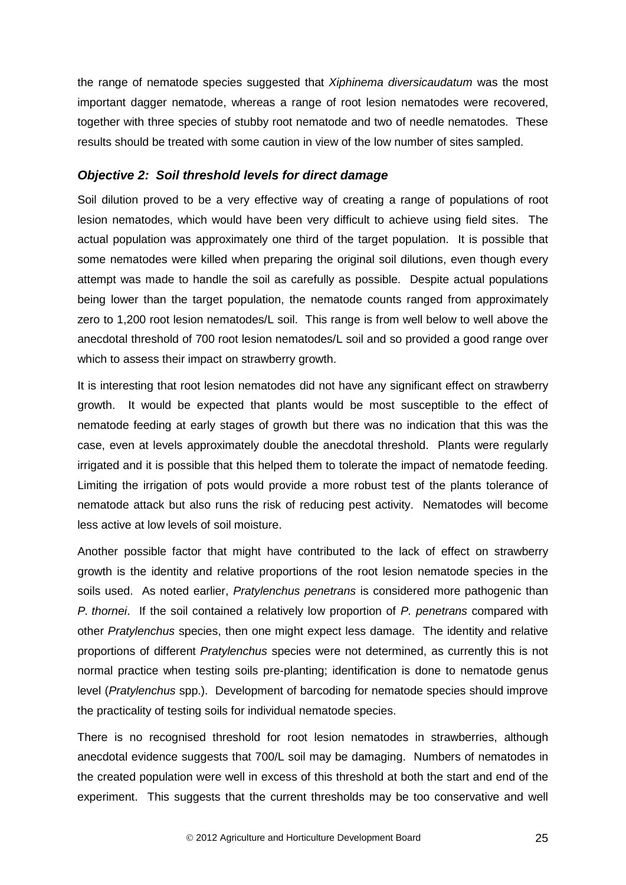the range of nematode species suggested that *Xiphinema diversicaudatum* was the most important dagger nematode, whereas a range of root lesion nematodes were recovered, together with three species of stubby root nematode and two of needle nematodes. These results should be treated with some caution in view of the low number of sites sampled.

### *Objective 2: Soil threshold levels for direct damage*

Soil dilution proved to be a very effective way of creating a range of populations of root lesion nematodes, which would have been very difficult to achieve using field sites. The actual population was approximately one third of the target population. It is possible that some nematodes were killed when preparing the original soil dilutions, even though every attempt was made to handle the soil as carefully as possible. Despite actual populations being lower than the target population, the nematode counts ranged from approximately zero to 1,200 root lesion nematodes/L soil. This range is from well below to well above the anecdotal threshold of 700 root lesion nematodes/L soil and so provided a good range over which to assess their impact on strawberry growth.

It is interesting that root lesion nematodes did not have any significant effect on strawberry growth. It would be expected that plants would be most susceptible to the effect of nematode feeding at early stages of growth but there was no indication that this was the case, even at levels approximately double the anecdotal threshold. Plants were regularly irrigated and it is possible that this helped them to tolerate the impact of nematode feeding. Limiting the irrigation of pots would provide a more robust test of the plants tolerance of nematode attack but also runs the risk of reducing pest activity. Nematodes will become less active at low levels of soil moisture.

Another possible factor that might have contributed to the lack of effect on strawberry growth is the identity and relative proportions of the root lesion nematode species in the soils used. As noted earlier, *Pratylenchus penetrans* is considered more pathogenic than *P. thornei*. If the soil contained a relatively low proportion of *P. penetrans* compared with other *Pratylenchus* species, then one might expect less damage. The identity and relative proportions of different *Pratylenchus* species were not determined, as currently this is not normal practice when testing soils pre-planting; identification is done to nematode genus level (*Pratylenchus* spp.). Development of barcoding for nematode species should improve the practicality of testing soils for individual nematode species.

There is no recognised threshold for root lesion nematodes in strawberries, although anecdotal evidence suggests that 700/L soil may be damaging. Numbers of nematodes in the created population were well in excess of this threshold at both the start and end of the experiment. This suggests that the current thresholds may be too conservative and well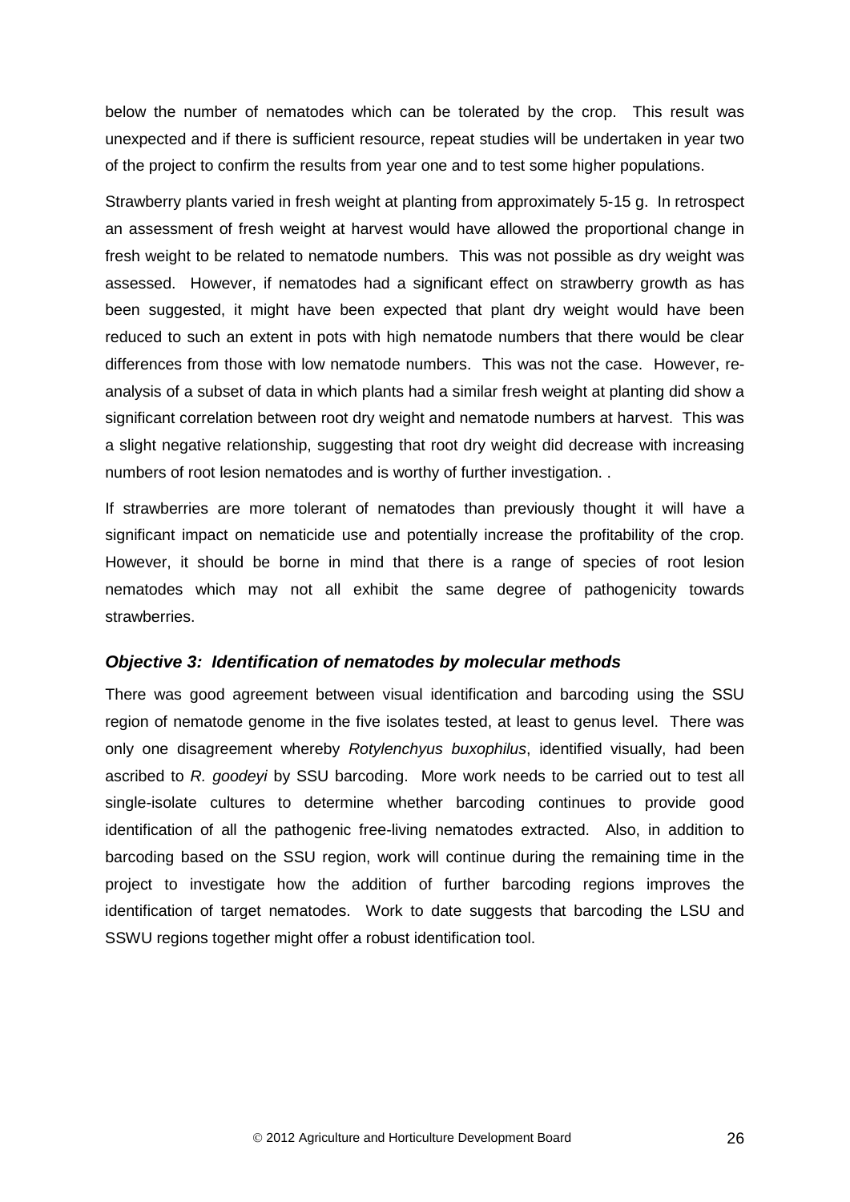below the number of nematodes which can be tolerated by the crop. This result was unexpected and if there is sufficient resource, repeat studies will be undertaken in year two of the project to confirm the results from year one and to test some higher populations.

Strawberry plants varied in fresh weight at planting from approximately 5-15 g. In retrospect an assessment of fresh weight at harvest would have allowed the proportional change in fresh weight to be related to nematode numbers. This was not possible as dry weight was assessed. However, if nematodes had a significant effect on strawberry growth as has been suggested, it might have been expected that plant dry weight would have been reduced to such an extent in pots with high nematode numbers that there would be clear differences from those with low nematode numbers. This was not the case. However, re-analysis of a subset of data in which plants had a similar fresh weight at planting did show a significant correlation between root dry weight and nematode numbers at harvest. This was a slight negative relationship, suggesting that root dry weight did decrease with increasing numbers of root lesion nematodes and is worthy of further investigation. .

If strawberries are more tolerant of nematodes than previously thought it will have a significant impact on nematicide use and potentially increase the profitability of the crop. However, it should be borne in mind that there is a range of species of root lesion nematodes which may not all exhibit the same degree of pathogenicity towards strawberries.

### *Objective 3: Identification of nematodes by molecular methods*

There was good agreement between visual identification and barcoding using the SSU region of nematode genome in the five isolates tested, at least to genus level. There was only one disagreement whereby *Rotylenchyus buxophilus*, identified visually, had been ascribed to *R. goodeyi* by SSU barcoding. More work needs to be carried out to test all single-isolate cultures to determine whether barcoding continues to provide good identification of all the pathogenic free-living nematodes extracted. Also, in addition to barcoding based on the SSU region, work will continue during the remaining time in the project to investigate how the addition of further barcoding regions improves the identification of target nematodes. Work to date suggests that barcoding the LSU and SSWU regions together might offer a robust identification tool.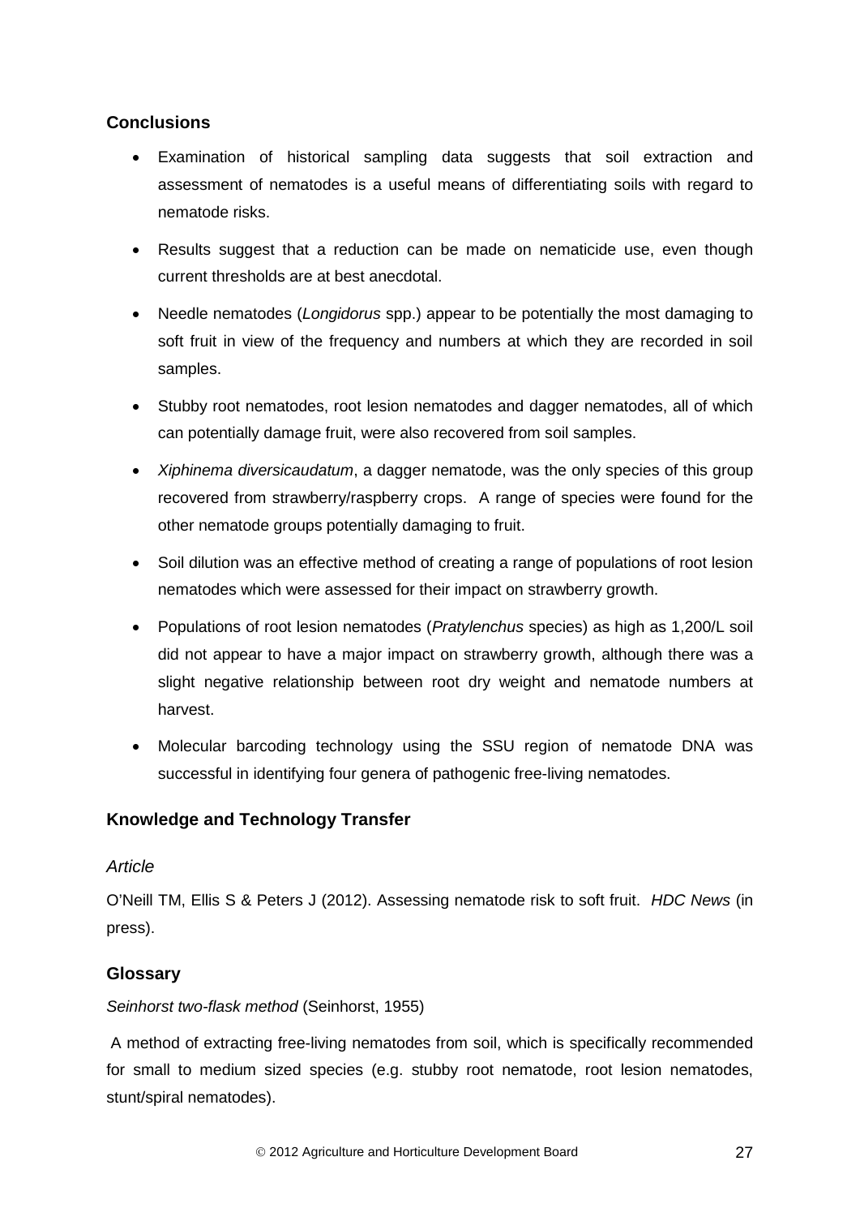## Conclusions

- Examination of historical sampling data suggests that soil extraction and assessment of nematodes is a useful means of differentiating soils with regard to nematode risks.
- Results suggest that a reduction can be made on nematicide use, even though current thresholds are at best anecdotal.
- Needle nematodes (*Longidorus* spp.) appear to be potentially the most damaging to soft fruit in view of the frequency and numbers at which they are recorded in soil samples.
- Stubby root nematodes, root lesion nematodes and dagger nematodes, all of which can potentially damage fruit, were also recovered from soil samples.
- *Xiphinema diversicaudatum*, a dagger nematode, was the only species of this group recovered from strawberry/raspberry crops. A range of species were found for the other nematode groups potentially damaging to fruit.
- Soil dilution was an effective method of creating a range of populations of root lesion nematodes which were assessed for their impact on strawberry growth.
- Populations of root lesion nematodes (*Pratylenchus* species) as high as 1,200/L soil did not appear to have a major impact on strawberry growth, although there was a slight negative relationship between root dry weight and nematode numbers at harvest.
- Molecular barcoding technology using the SSU region of nematode DNA was successful in identifying four genera of pathogenic free-living nematodes.

## Knowledge and Technology Transfer

### *Article*

O'Neill TM, Ellis S & Peters J (2012). Assessing nematode risk to soft fruit. *HDC News* (in press).

## Glossary

*Seinhorst two-flask method* (Seinhorst, 1955)

A method of extracting free-living nematodes from soil, which is specifically recommended for small to medium sized species (e.g. stubby root nematode, root lesion nematodes, stunt/spiral nematodes).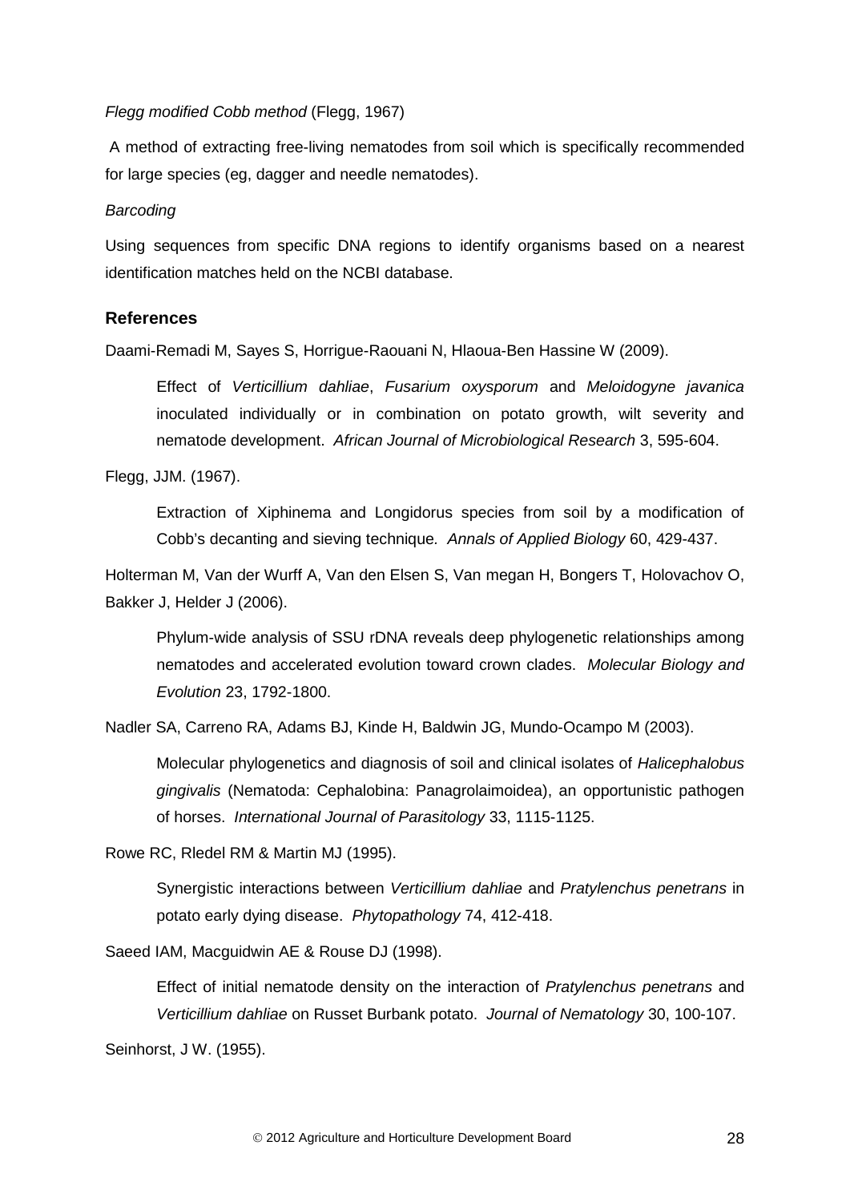*Flegg modified Cobb method* (Flegg, 1967)

A method of extracting free-living nematodes from soil which is specifically recommended for large species (eg, dagger and needle nematodes).

*Barcoding*

Using sequences from specific DNA regions to identify organisms based on a nearest identification matches held on the NCBI database.

## References

Daami-Remadi M, Sayes S, Horrigue-Raouani N, Hlaoua-Ben Hassine W (2009).

Effect of *Verticillium dahliae*, *Fusarium oxysporum* and *Meloidogyne javanica* inoculated individually or in combination on potato growth, wilt severity and nematode development. *African Journal of Microbiological Research* 3, 595-604.

Flegg, JJM. (1967).

Extraction of Xiphinema and Longidorus species from soil by a modification of Cobb's decanting and sieving technique. *Annals of Applied Biology* 60, 429-437.

Holterman M, Van der Wurff A, Van den Elsen S, Van megan H, Bongers T, Holovachov O, Bakker J, Helder J (2006).

Phylum-wide analysis of SSU rDNA reveals deep phylogenetic relationships among nematodes and accelerated evolution toward crown clades. *Molecular Biology and Evolution* 23, 1792-1800.

Nadler SA, Carreno RA, Adams BJ, Kinde H, Baldwin JG, Mundo-Ocampo M (2003).

Molecular phylogenetics and diagnosis of soil and clinical isolates of *Halicephalobus gingivalis* (Nematoda: Cephalobina: Panagrolaimoidea), an opportunistic pathogen of horses. *International Journal of Parasitology* 33, 1115-1125.

Rowe RC, Rledel RM & Martin MJ (1995).

Synergistic interactions between *Verticillium dahliae* and *Pratylenchus penetrans* in potato early dying disease. *Phytopathology* 74, 412-418.

Saeed IAM, Macguidwin AE & Rouse DJ (1998).

Effect of initial nematode density on the interaction of *Pratylenchus penetrans* and *Verticillium dahliae* on Russet Burbank potato. *Journal of Nematology* 30, 100-107.

Seinhorst, J W. (1955).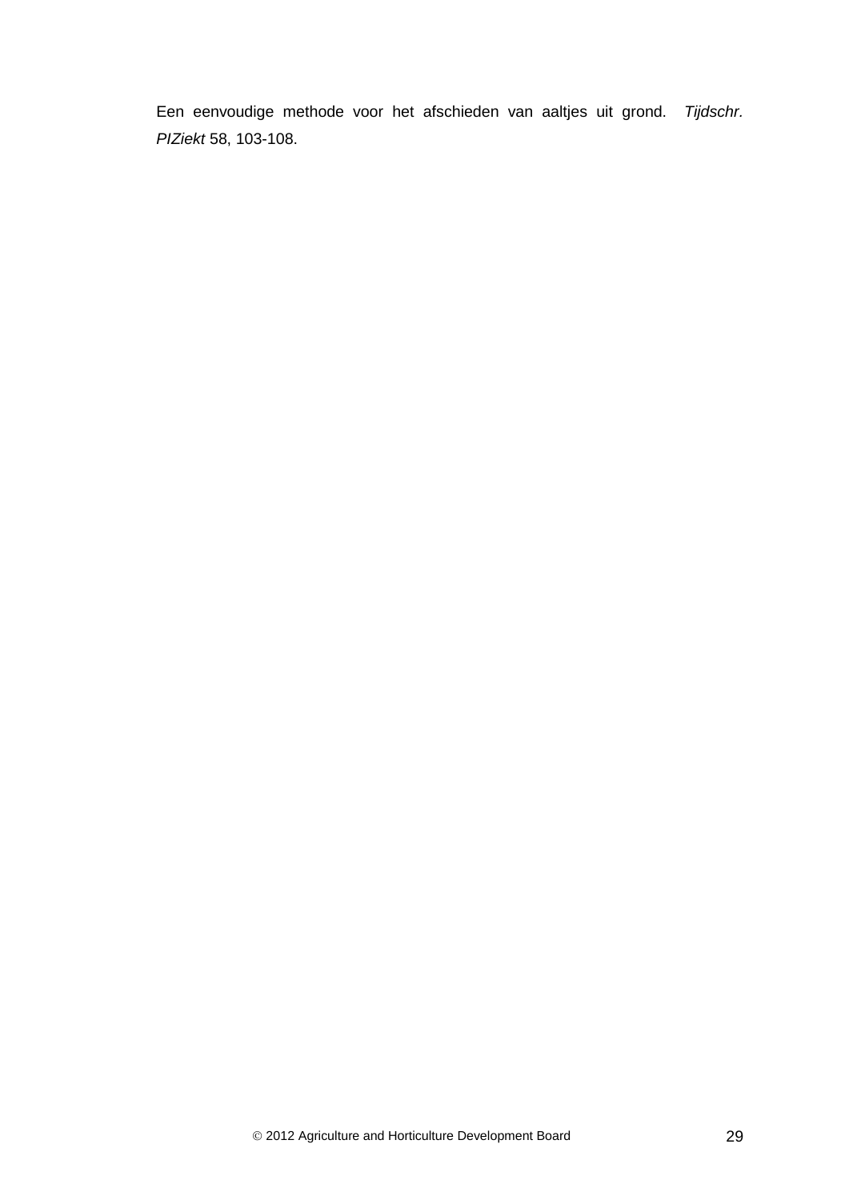Een eenvoudige methode voor het afschieden van aaltjes uit grond. *Tijdschr. PlZiekt* 58, 103-108.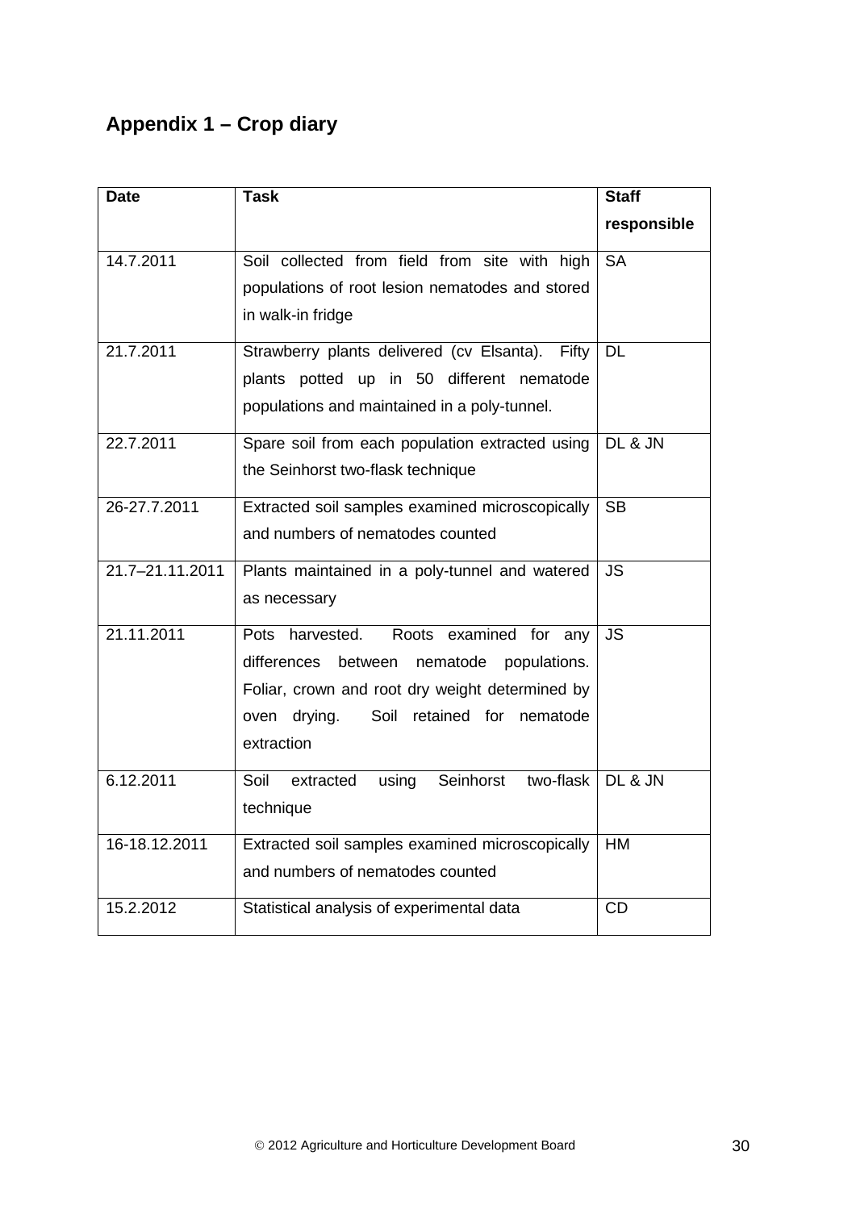## Appendix 1 – Crop diary

| Date | Task | Staff responsible |
|---|---|---|
| 14.7.2011 | Soil collected from field from site with high populations of root lesion nematodes and stored in walk-in fridge | SA |
| 21.7.2011 | Strawberry plants delivered (cv Elsanta). Fifty plants potted up in 50 different nematode populations and maintained in a poly-tunnel. | DL |
| 22.7.2011 | Spare soil from each population extracted using the Seinhorst two-flask technique | DL & JN |
| 26-27.7.2011 | Extracted soil samples examined microscopically and numbers of nematodes counted | SB |
| 21.7–21.11.2011 | Plants maintained in a poly-tunnel and watered as necessary | JS |
| 21.11.2011 | Pots harvested. Roots examined for any differences between nematode populations. Foliar, crown and root dry weight determined by oven drying. Soil retained for nematode extraction | JS |
| 6.12.2011 | Soil extracted using Seinhorst two-flask technique | DL & JN |
| 16-18.12.2011 | Extracted soil samples examined microscopically and numbers of nematodes counted | HM |
| 15.2.2012 | Statistical analysis of experimental data | CD |